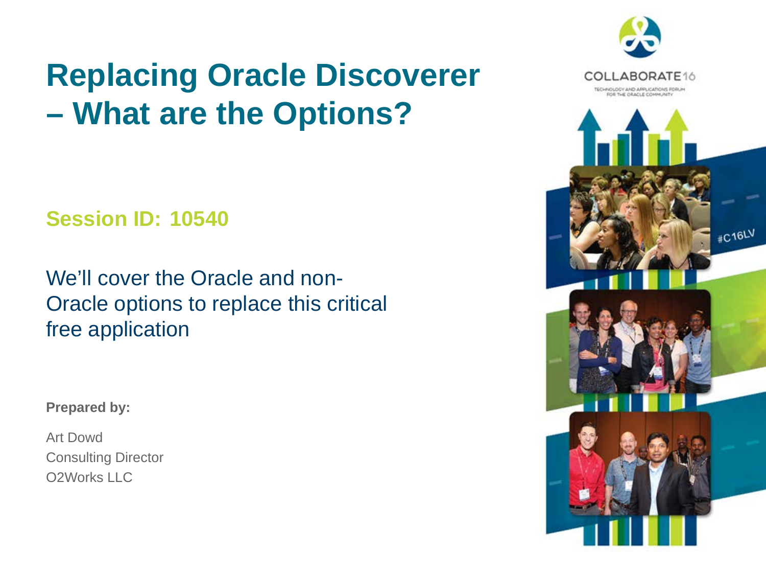# Replacing Oracle Discoverer – What are the Options?

**Session ID: 10540**

We'll cover the Oracle and non-Oracle options to replace this critical free application

**Prepared by:**

Art Dowd
Consulting Director
O2Works LLC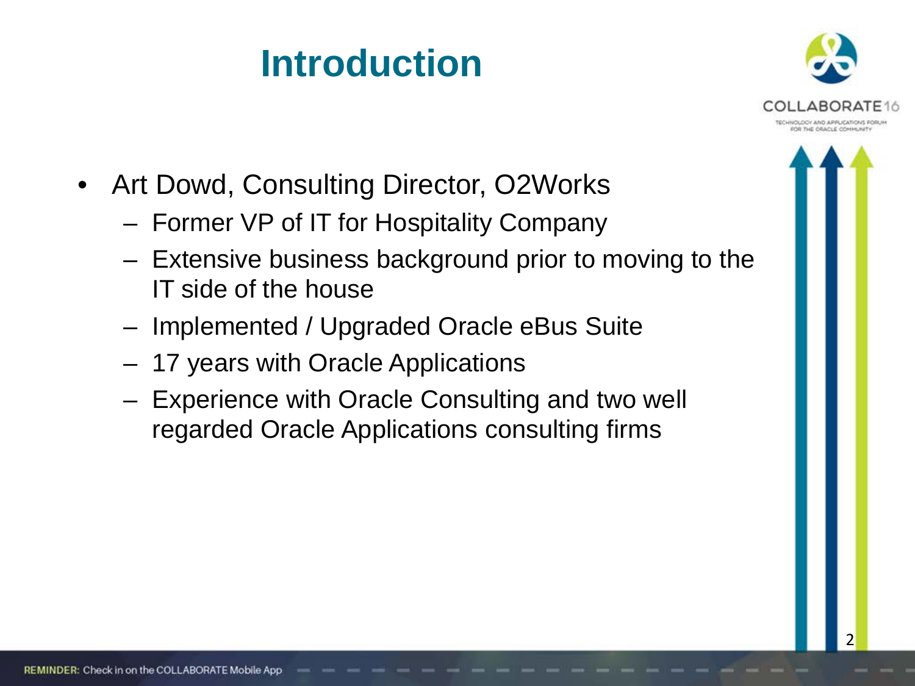# Introduction

- Art Dowd, Consulting Director, O2Works
  - Former VP of IT for Hospitality Company
  - Extensive business background prior to moving to the IT side of the house
  - Implemented / Upgraded Oracle eBus Suite
  - 17 years with Oracle Applications
  - Experience with Oracle Consulting and two well regarded Oracle Applications consulting firms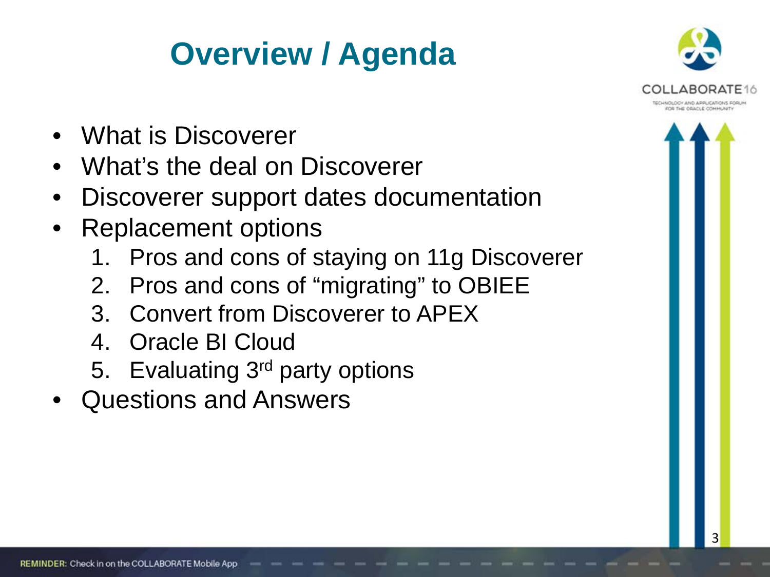# Overview / Agenda

- What is Discoverer
- What's the deal on Discoverer
- Discoverer support dates documentation
- Replacement options
  1. Pros and cons of staying on 11g Discoverer
  2. Pros and cons of "migrating" to OBIEE
  3. Convert from Discoverer to APEX
  4. Oracle BI Cloud
  5. Evaluating 3rd party options
- Questions and Answers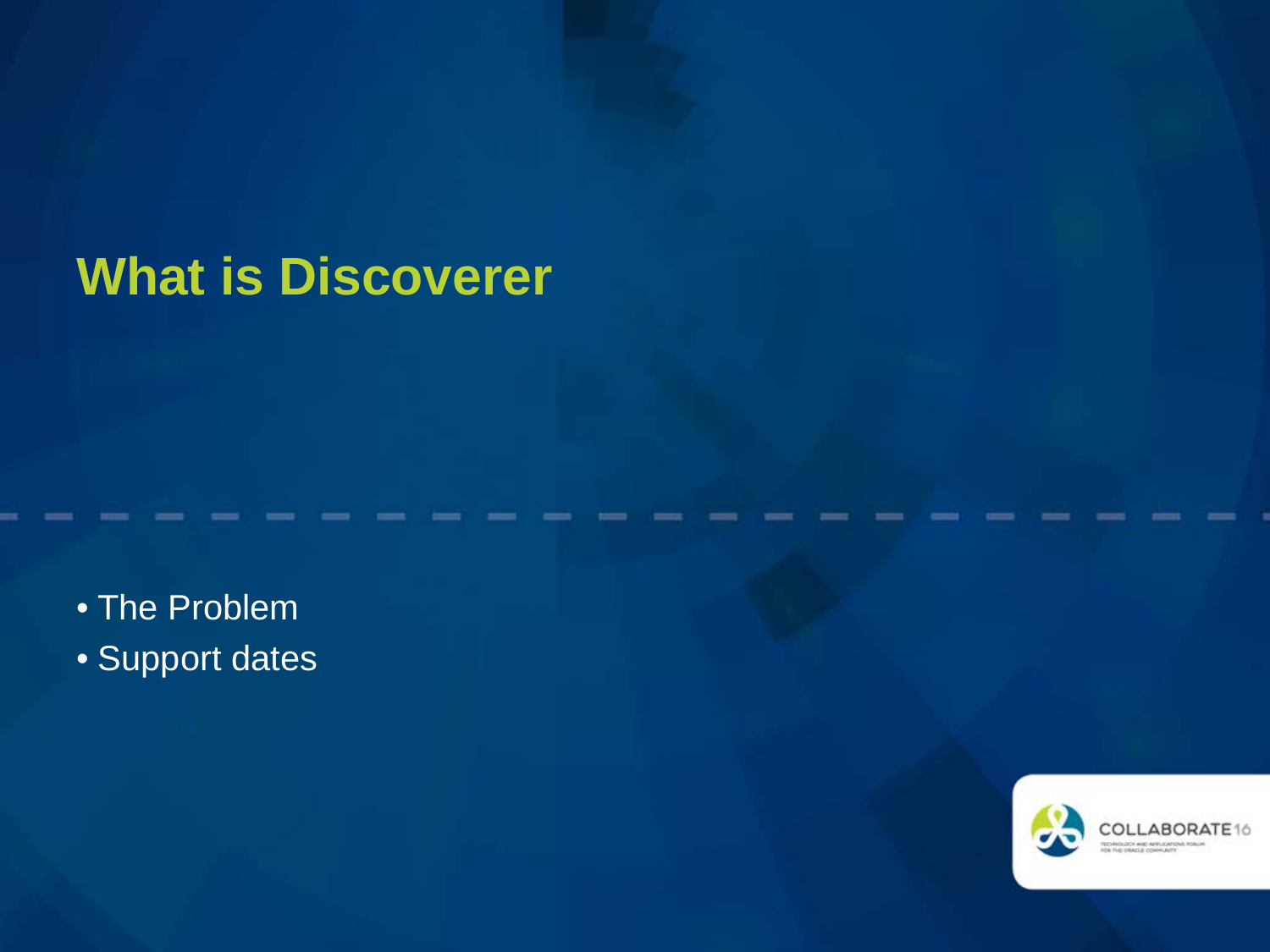# What is Discoverer

- The Problem
- Support dates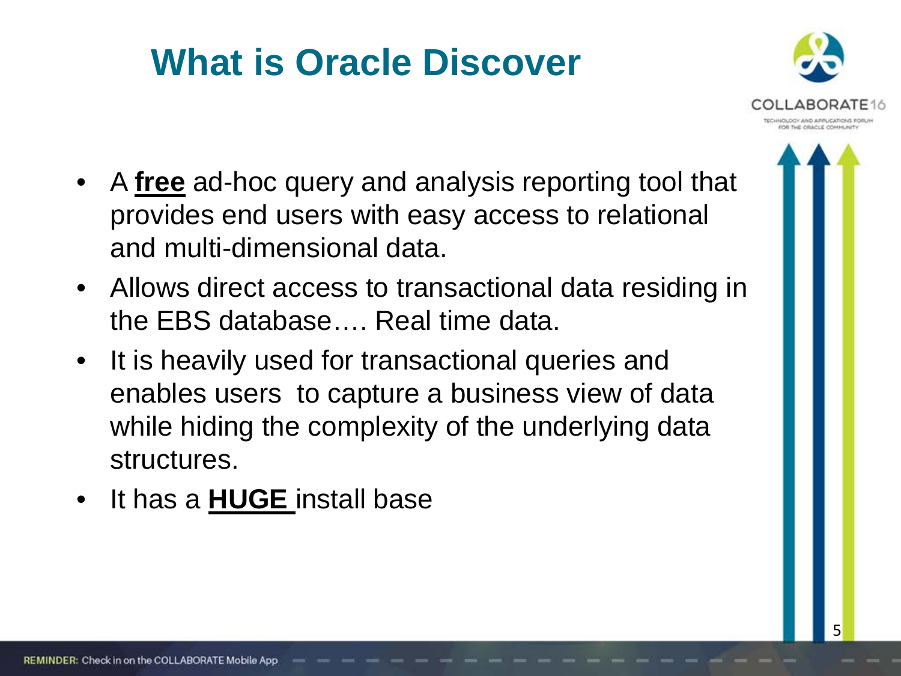# What is Oracle Discover

- A **free** ad-hoc query and analysis reporting tool that provides end users with easy access to relational and multi-dimensional data.
- Allows direct access to transactional data residing in the EBS database…. Real time data.
- It is heavily used for transactional queries and enables users to capture a business view of data while hiding the complexity of the underlying data structures.
- It has a **HUGE** install base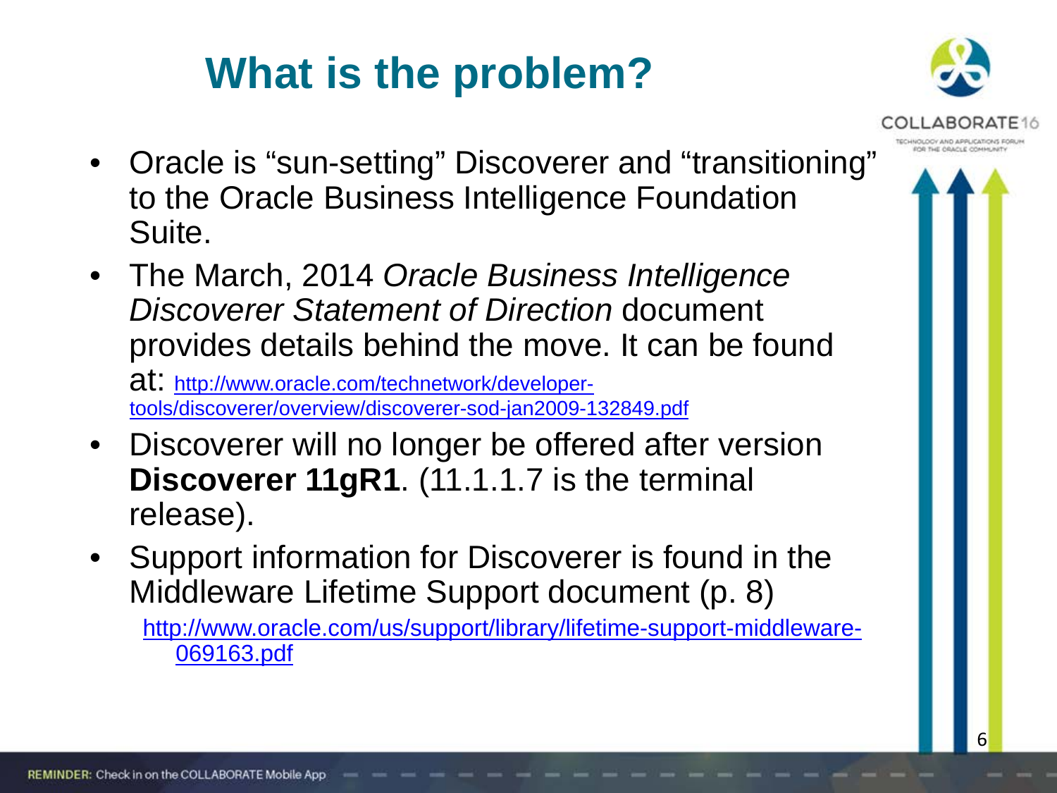# What is the problem?

- Oracle is "sun-setting" Discoverer and "transitioning" to the Oracle Business Intelligence Foundation Suite.
- The March, 2014 *Oracle Business Intelligence Discoverer Statement of Direction* document provides details behind the move. It can be found at: http://www.oracle.com/technetwork/developer-tools/discoverer/overview/discoverer-sod-jan2009-132849.pdf
- Discoverer will no longer be offered after version **Discoverer 11gR1**. (11.1.1.7 is the terminal release).
- Support information for Discoverer is found in the Middleware Lifetime Support document (p. 8)

  http://www.oracle.com/us/support/library/lifetime-support-middleware-069163.pdf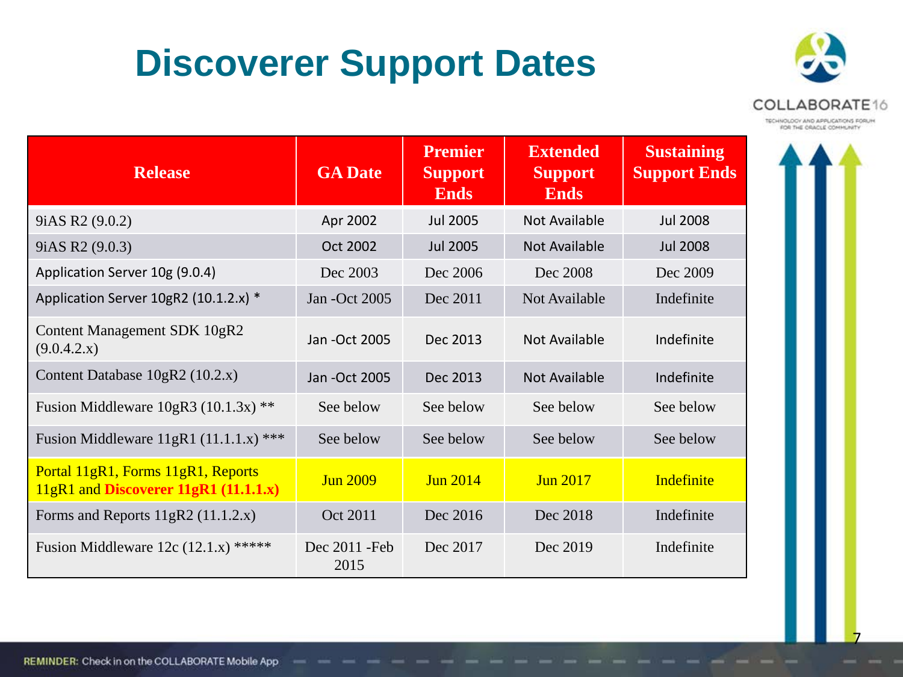# Discoverer Support Dates

| Release | GA Date | Premier Support Ends | Extended Support Ends | Sustaining Support Ends |
|---|---|---|---|---|
| 9iAS R2 (9.0.2) | Apr 2002 | Jul 2005 | Not Available | Jul 2008 |
| 9iAS R2 (9.0.3) | Oct 2002 | Jul 2005 | Not Available | Jul 2008 |
| Application Server 10g (9.0.4) | Dec 2003 | Dec 2006 | Dec 2008 | Dec 2009 |
| Application Server 10gR2 (10.1.2.x) * | Jan -Oct 2005 | Dec 2011 | Not Available | Indefinite |
| Content Management SDK 10gR2 (9.0.4.2.x) | Jan -Oct 2005 | Dec 2013 | Not Available | Indefinite |
| Content Database 10gR2 (10.2.x) | Jan -Oct 2005 | Dec 2013 | Not Available | Indefinite |
| Fusion Middleware 10gR3 (10.1.3x) ** | See below | See below | See below | See below |
| Fusion Middleware 11gR1 (11.1.1.x) *** | See below | See below | See below | See below |
| Portal 11gR1, Forms 11gR1, Reports 11gR1 and **Discoverer 11gR1 (11.1.1.x)** | Jun 2009 | Jun 2014 | Jun 2017 | Indefinite |
| Forms and Reports 11gR2 (11.1.2.x) | Oct 2011 | Dec 2016 | Dec 2018 | Indefinite |
| Fusion Middleware 12c (12.1.x) ***** | Dec 2011 -Feb 2015 | Dec 2017 | Dec 2019 | Indefinite |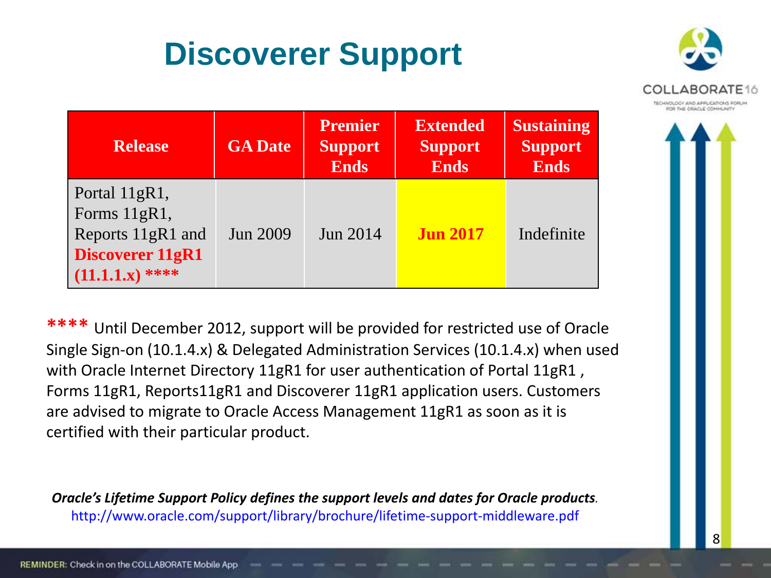# Discoverer Support

| Release | GA Date | Premier Support Ends | Extended Support Ends | Sustaining Support Ends |
|---|---|---|---|---|
| Portal 11gR1, Forms 11gR1, Reports 11gR1 and **Discoverer 11gR1 (11.1.1.x) \*\*\*\*** | Jun 2009 | Jun 2014 | **Jun 2017** | Indefinite |

**\*\*\*\*** Until December 2012, support will be provided for restricted use of Oracle Single Sign-on (10.1.4.x) & Delegated Administration Services (10.1.4.x) when used with Oracle Internet Directory 11gR1 for user authentication of Portal 11gR1 , Forms 11gR1, Reports11gR1 and Discoverer 11gR1 application users. Customers are advised to migrate to Oracle Access Management 11gR1 as soon as it is certified with their particular product.

***Oracle's Lifetime Support Policy defines the support levels and dates for Oracle products.***
http://www.oracle.com/support/library/brochure/lifetime-support-middleware.pdf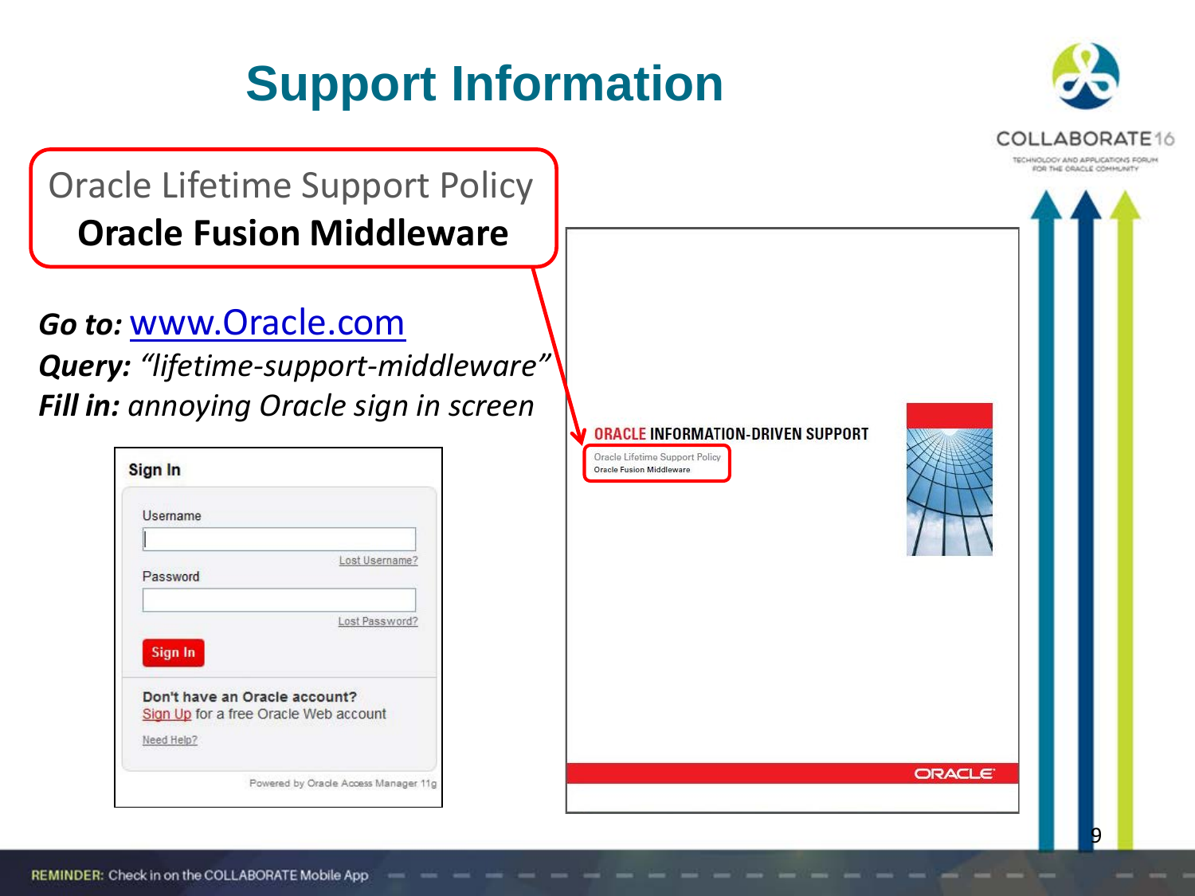# Support Information

**Oracle Lifetime Support Policy**
**Oracle Fusion Middleware**

***Go to:*** [www.Oracle.com](http://www.Oracle.com)
***Query:*** *"lifetime-support-middleware"*
***Fill in:*** *annoying Oracle sign in screen*

**Sign In**

Username

Lost Username?

Password

Lost Password?

Sign In

**Don't have an Oracle account?**
Sign Up for a free Oracle Web account

Need Help?

Powered by Oracle Access Manager 11g

**ORACLE INFORMATION-DRIVEN SUPPORT**

Oracle Lifetime Support Policy
Oracle Fusion Middleware

ORACLE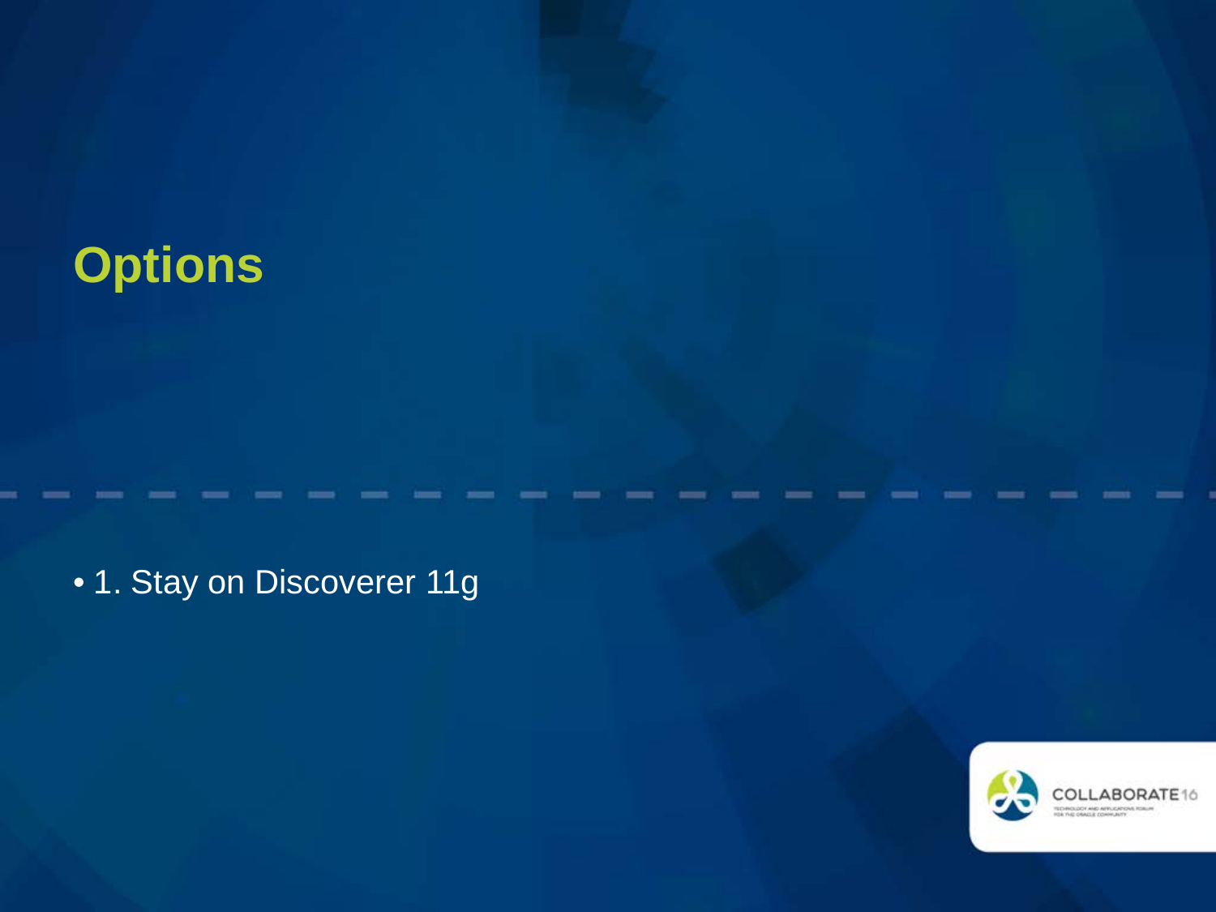# Options

- 1. Stay on Discoverer 11g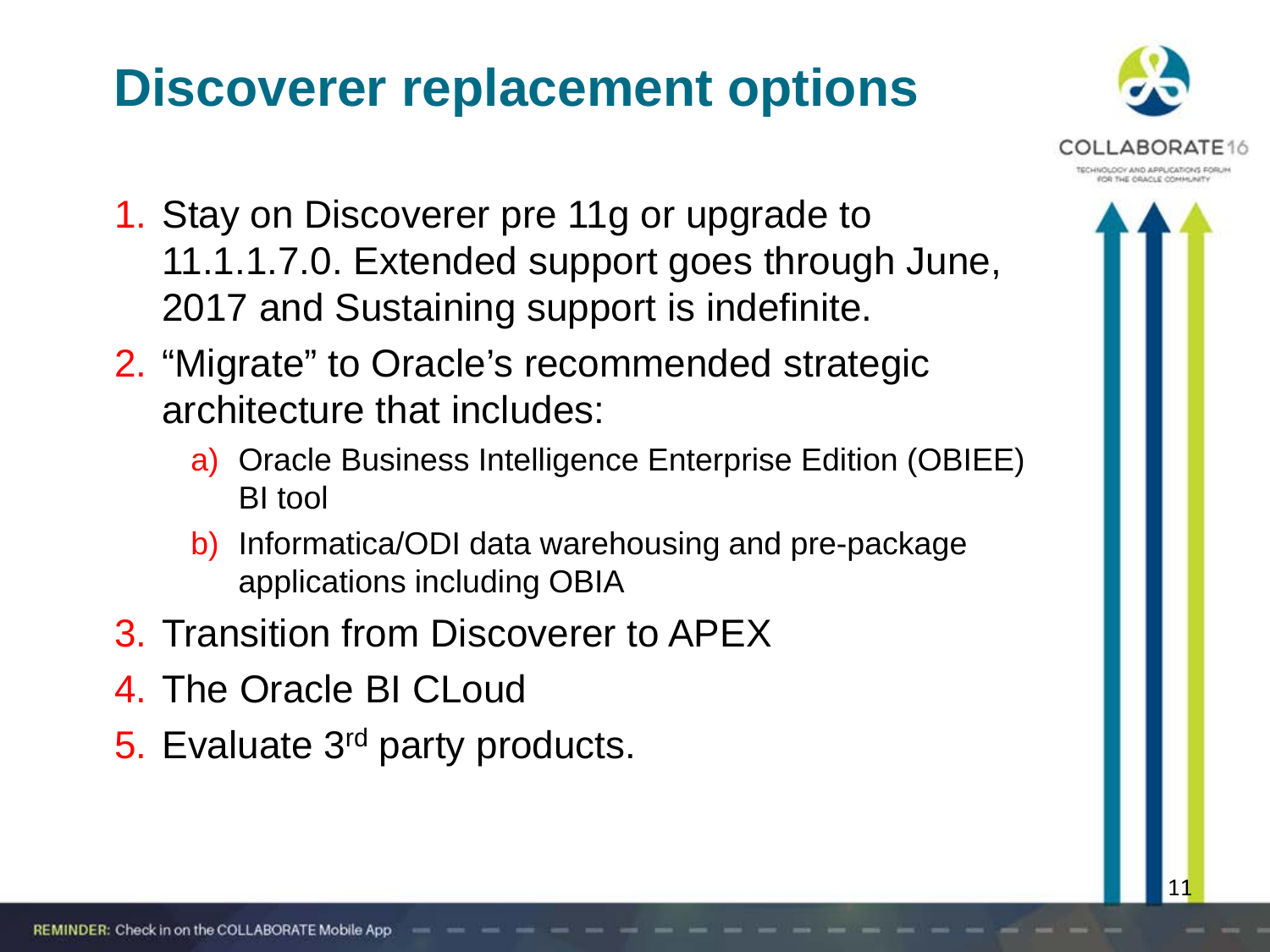# Discoverer replacement options

1. Stay on Discoverer pre 11g or upgrade to 11.1.1.7.0. Extended support goes through June, 2017 and Sustaining support is indefinite.
2. "Migrate" to Oracle's recommended strategic architecture that includes:
   a) Oracle Business Intelligence Enterprise Edition (OBIEE) BI tool
   b) Informatica/ODI data warehousing and pre-package applications including OBIA
3. Transition from Discoverer to APEX
4. The Oracle BI CLoud
5. Evaluate 3rd party products.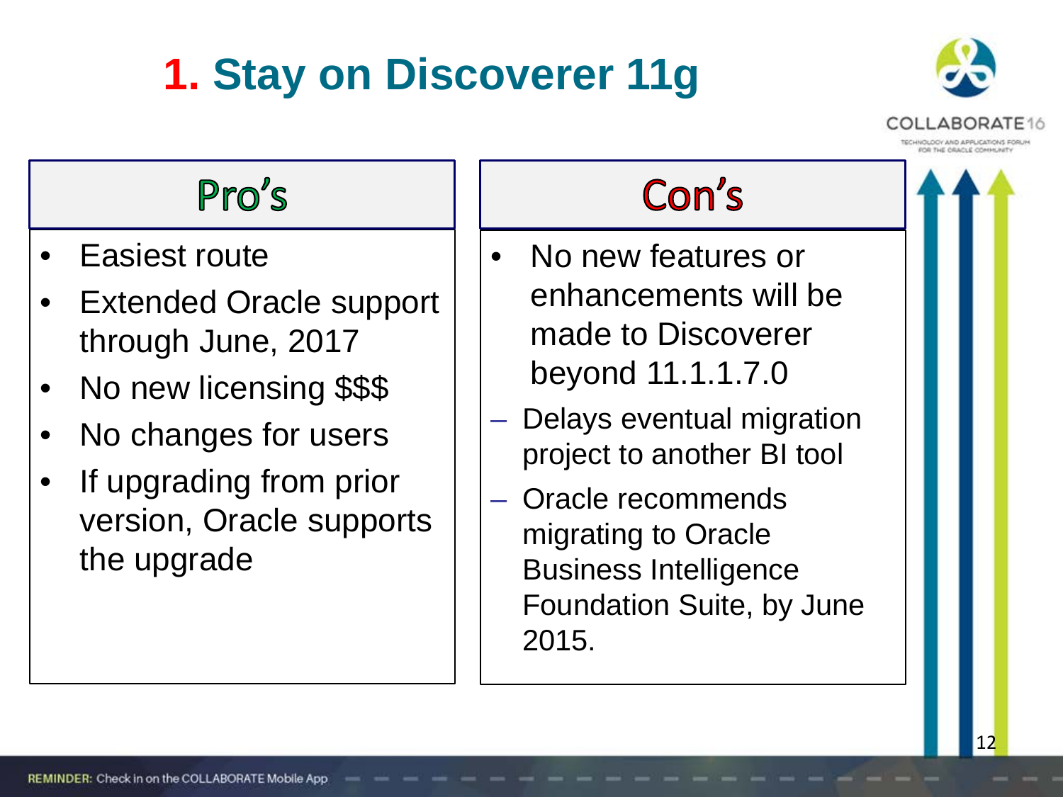# 1. Stay on Discoverer 11g

## Pro's

- Easiest route
- Extended Oracle support through June, 2017
- No new licensing $$$
- No changes for users
- If upgrading from prior version, Oracle supports the upgrade

## Con's

- No new features or enhancements will be made to Discoverer beyond 11.1.1.7.0
  - Delays eventual migration project to another BI tool
  - Oracle recommends migrating to Oracle Business Intelligence Foundation Suite, by June 2015.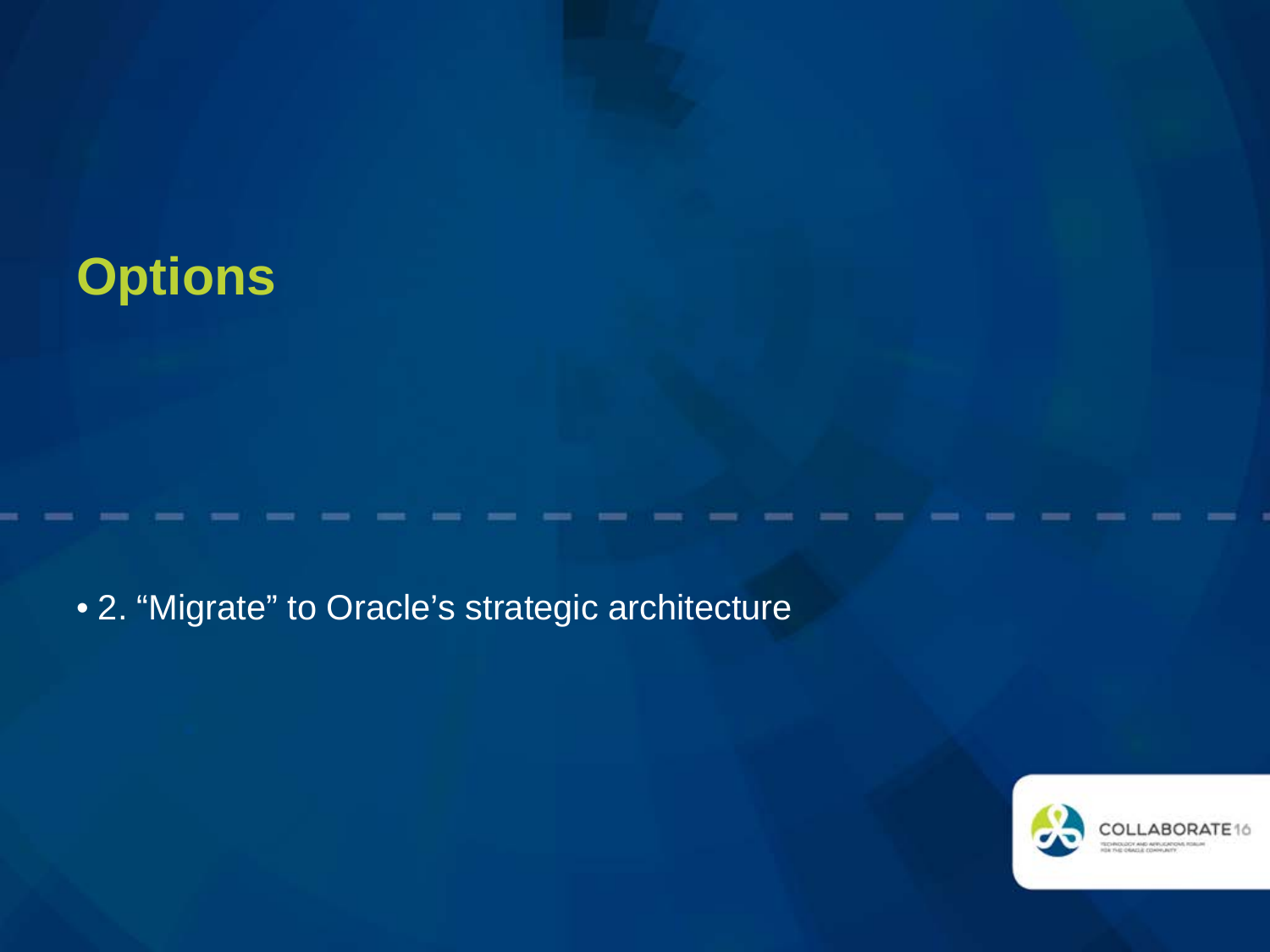# Options

- 2. “Migrate” to Oracle’s strategic architecture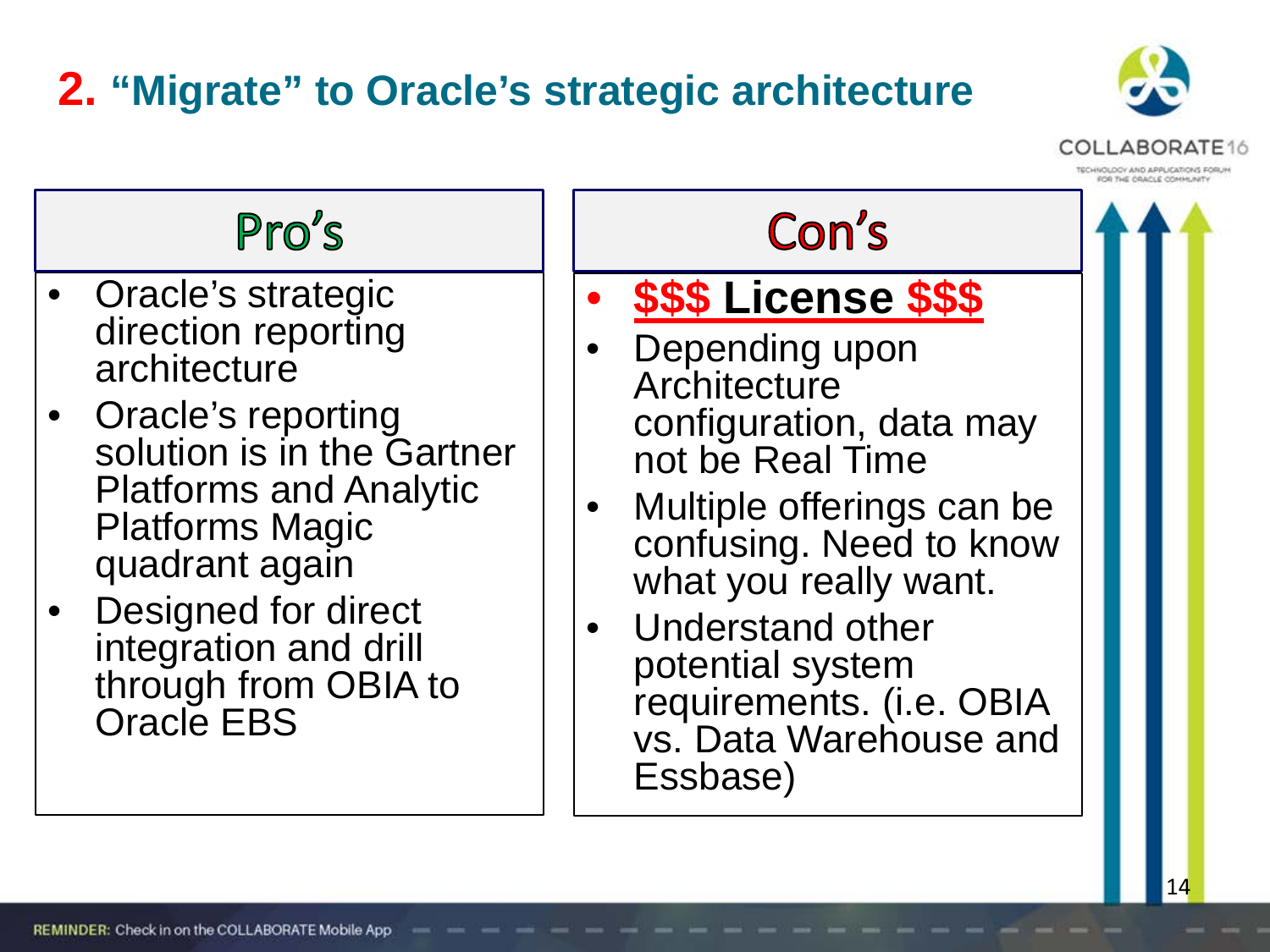# 2. "Migrate" to Oracle's strategic architecture

| Pro's | Con's |
| --- | --- |
| • Oracle's strategic direction reporting architecture<br>• Oracle's reporting solution is in the Gartner Platforms and Analytic Platforms Magic quadrant again<br>• Designed for direct integration and drill through from OBIA to Oracle EBS | • **$$$ License $$$**<br>• Depending upon Architecture configuration, data may not be Real Time<br>• Multiple offerings can be confusing. Need to know what you really want.<br>• Understand other potential system requirements. (i.e. OBIA vs. Data Warehouse and Essbase) |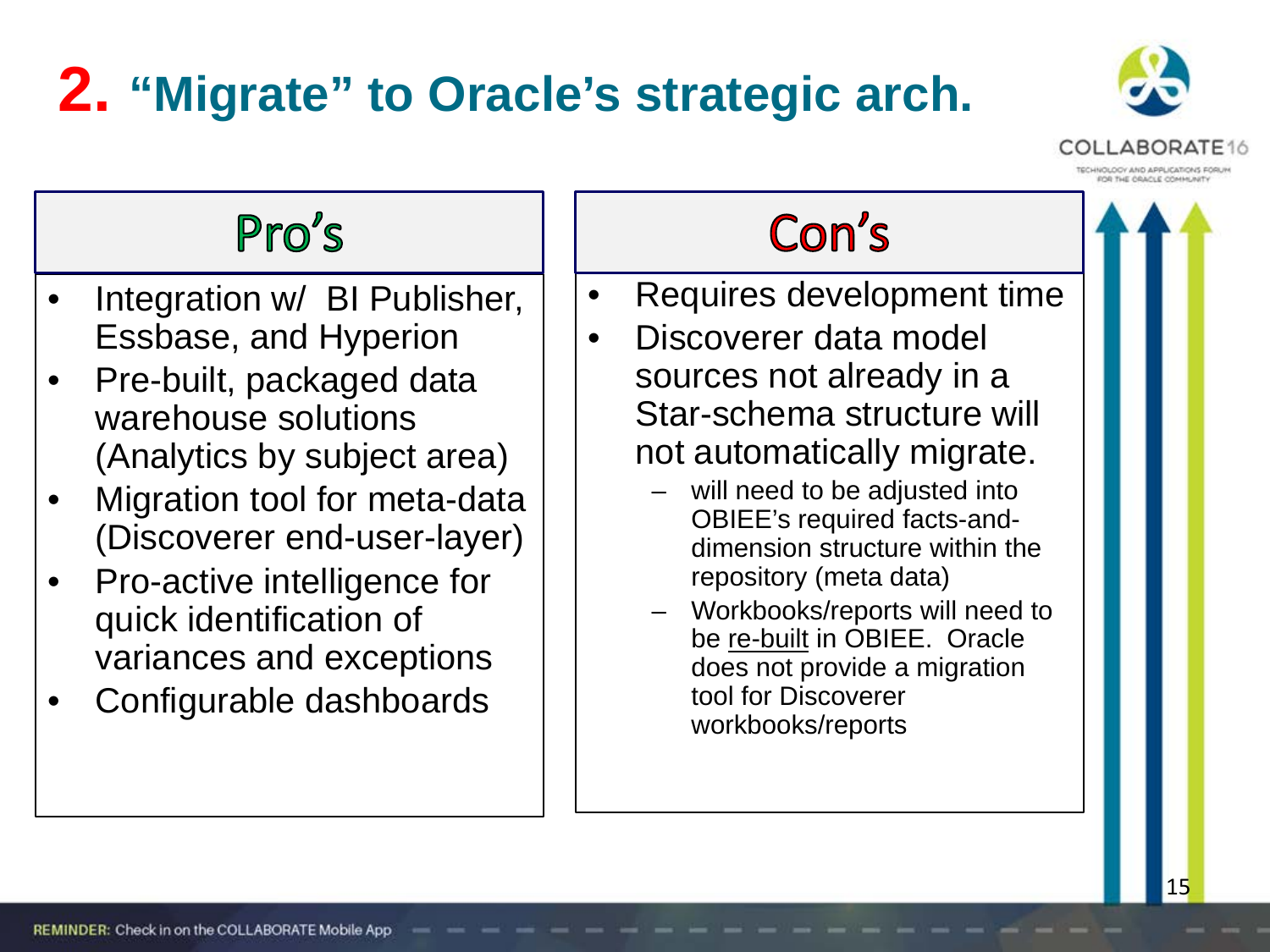# 2. "Migrate" to Oracle's strategic arch.

## Pro's

- Integration w/ BI Publisher, Essbase, and Hyperion
- Pre-built, packaged data warehouse solutions (Analytics by subject area)
- Migration tool for meta-data (Discoverer end-user-layer)
- Pro-active intelligence for quick identification of variances and exceptions
- Configurable dashboards

## Con's

- Requires development time
- Discoverer data model sources not already in a Star-schema structure will not automatically migrate.
  - will need to be adjusted into OBIEE's required facts-and-dimension structure within the repository (meta data)
  - Workbooks/reports will need to be re-built in OBIEE. Oracle does not provide a migration tool for Discoverer workbooks/reports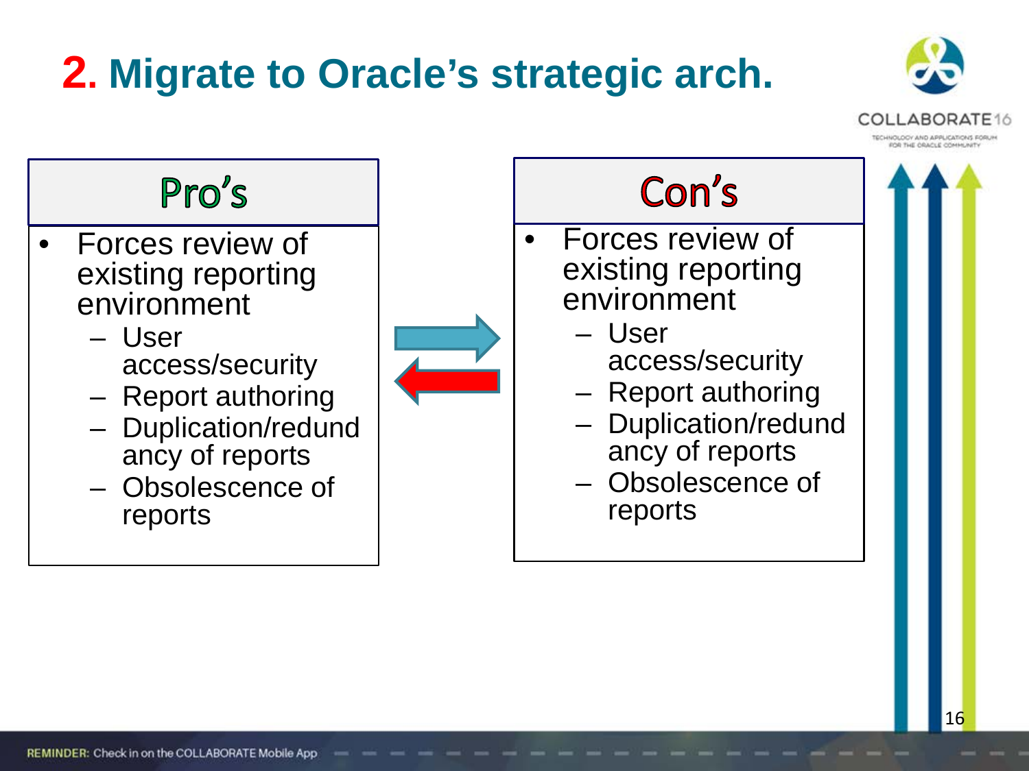# 2. Migrate to Oracle's strategic arch.

## Pro's

- Forces review of existing reporting environment
  - User access/security
  - Report authoring
  - Duplication/redundancy of reports
  - Obsolescence of reports

## Con's

- Forces review of existing reporting environment
  - User access/security
  - Report authoring
  - Duplication/redundancy of reports
  - Obsolescence of reports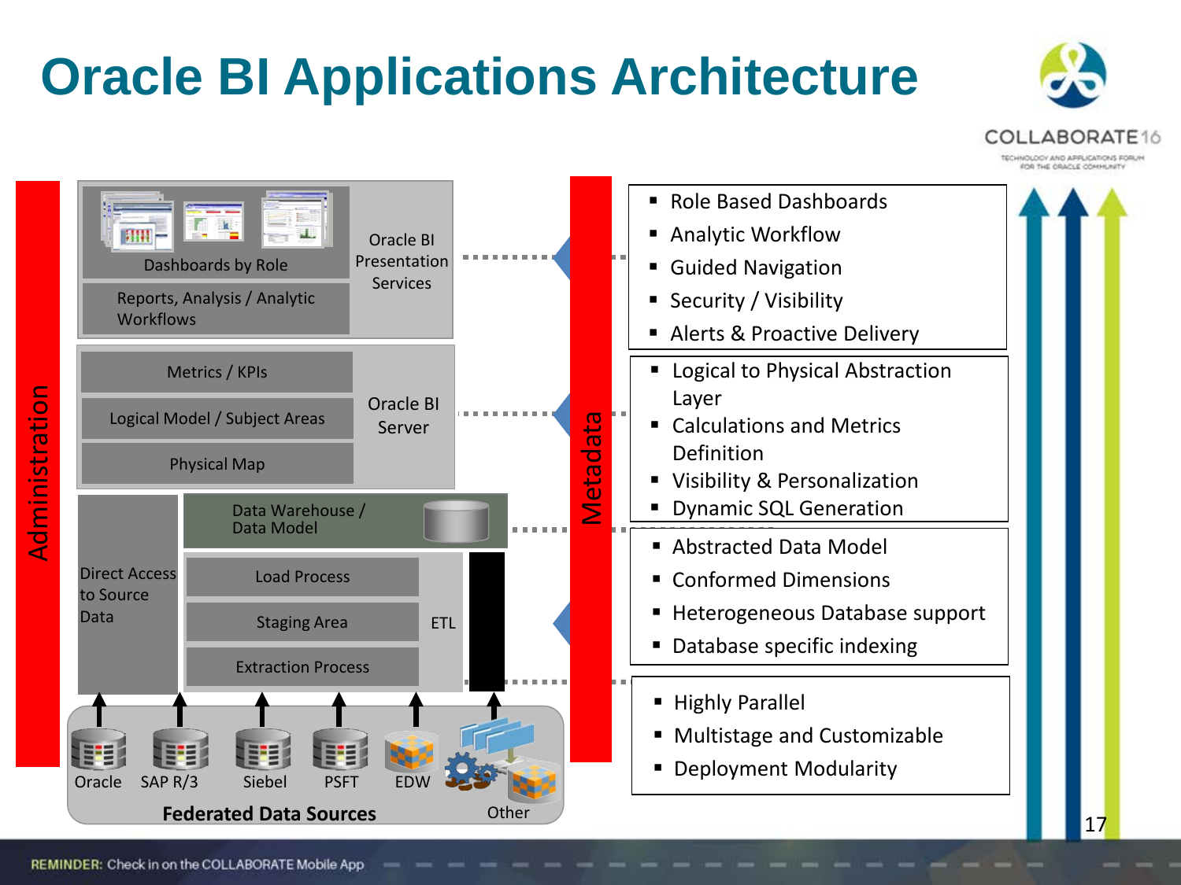# Oracle BI Applications Architecture

**Administration**

**Oracle BI Presentation Services**
- Dashboards by Role
- Reports, Analysis / Analytic Workflows

**Oracle BI Server**
- Metrics / KPIs
- Logical Model / Subject Areas
- Physical Map

**Data Warehouse / Data Model**

**Direct Access to Source Data**

**ETL**
- Load Process
- Staging Area
- Extraction Process

**Federated Data Sources**
- Oracle
- SAP R/3
- Siebel
- PSFT
- EDW
- Other

**Metadata**

- Role Based Dashboards
- Analytic Workflow
- Guided Navigation
- Security / Visibility
- Alerts & Proactive Delivery

- Logical to Physical Abstraction Layer
- Calculations and Metrics Definition
- Visibility & Personalization
- Dynamic SQL Generation

- Abstracted Data Model
- Conformed Dimensions
- Heterogeneous Database support
- Database specific indexing

- Highly Parallel
- Multistage and Customizable
- Deployment Modularity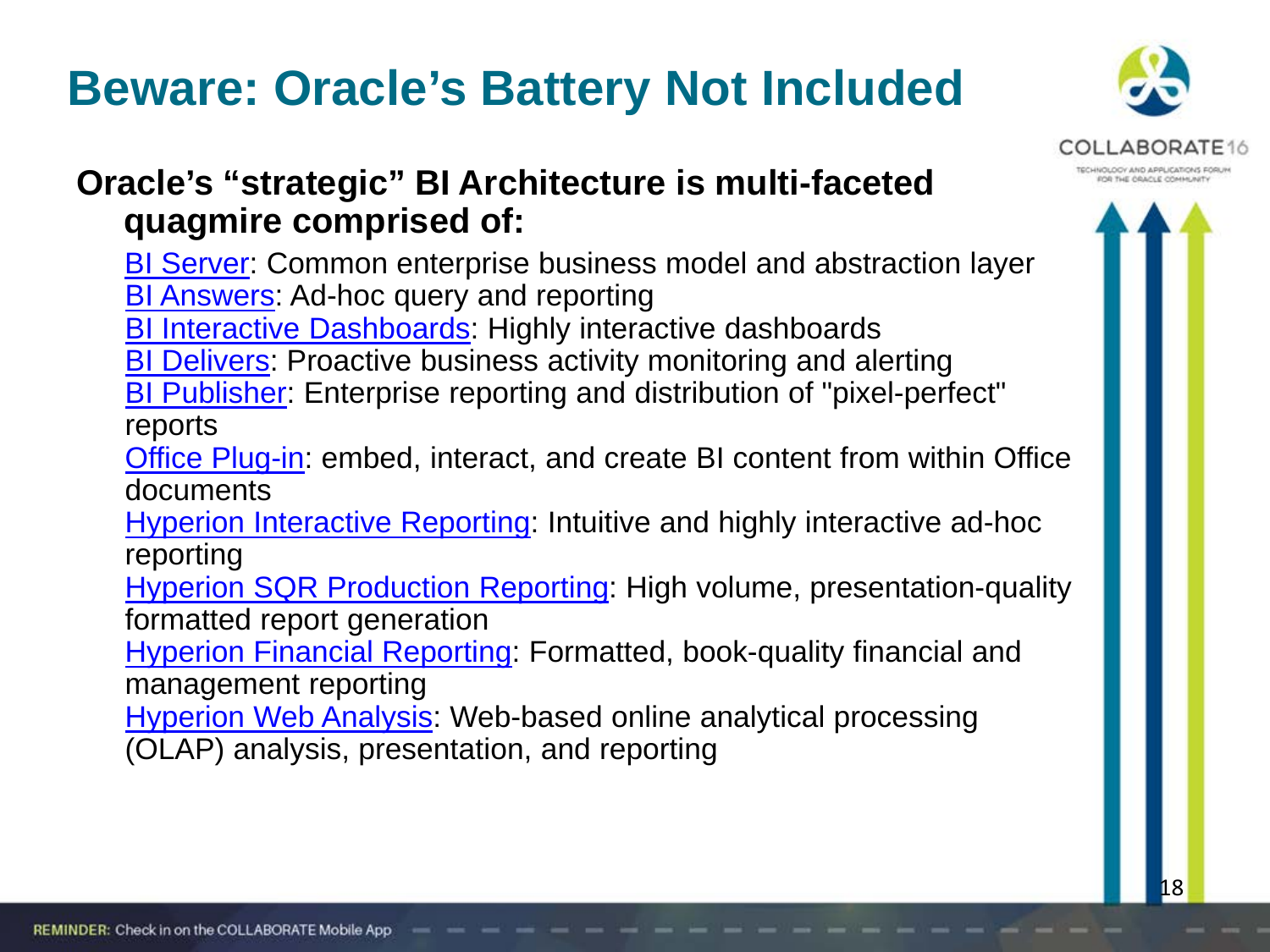# Beware: Oracle's Battery Not Included

**Oracle's "strategic" BI Architecture is multi-faceted quagmire comprised of:**

- BI Server: Common enterprise business model and abstraction layer
- BI Answers: Ad-hoc query and reporting
- BI Interactive Dashboards: Highly interactive dashboards
- BI Delivers: Proactive business activity monitoring and alerting
- BI Publisher: Enterprise reporting and distribution of "pixel-perfect" reports
- Office Plug-in: embed, interact, and create BI content from within Office documents
- Hyperion Interactive Reporting: Intuitive and highly interactive ad-hoc reporting
- Hyperion SQR Production Reporting: High volume, presentation-quality formatted report generation
- Hyperion Financial Reporting: Formatted, book-quality financial and management reporting
- Hyperion Web Analysis: Web-based online analytical processing (OLAP) analysis, presentation, and reporting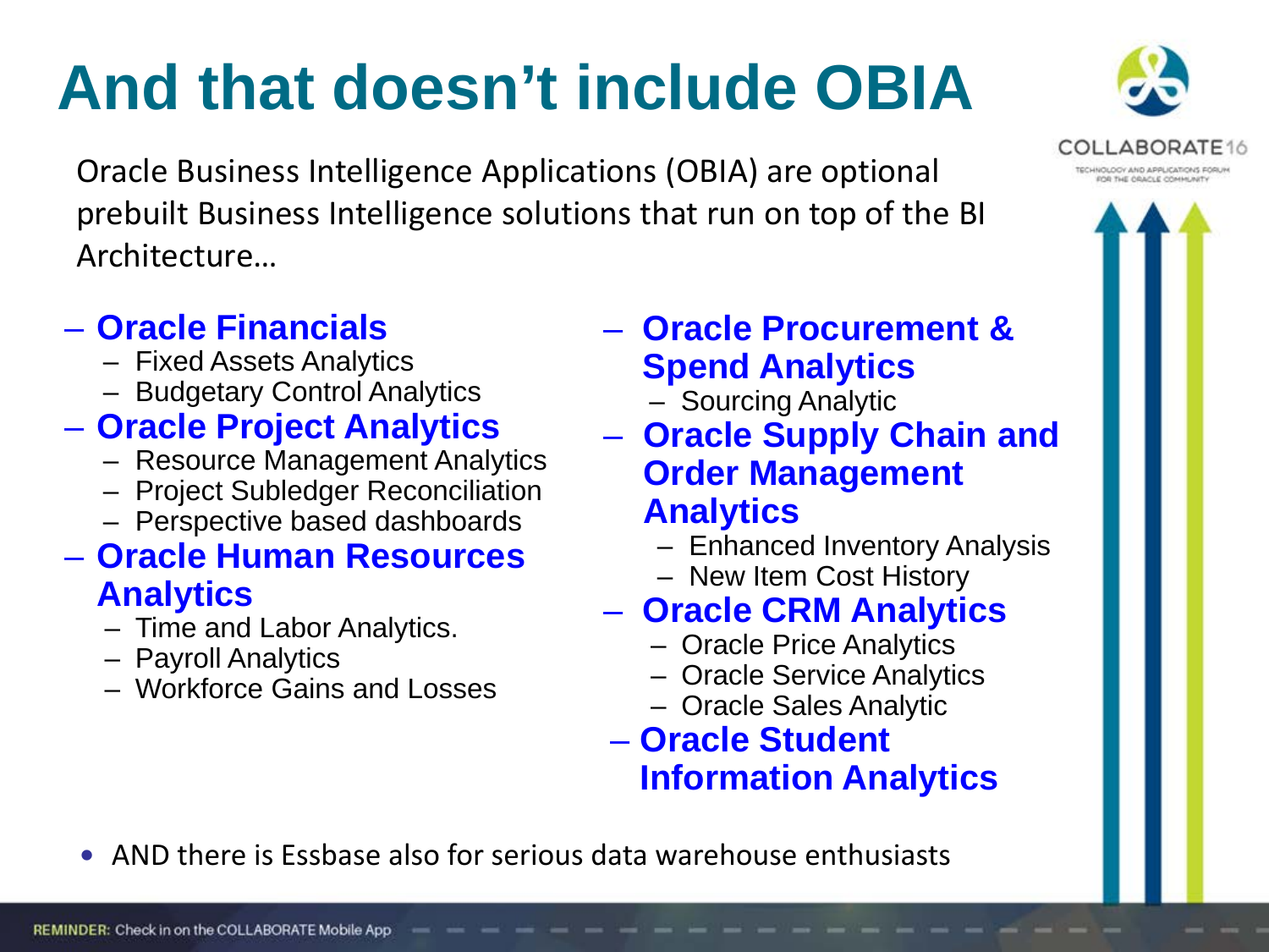# And that doesn't include OBIA

Oracle Business Intelligence Applications (OBIA) are optional prebuilt Business Intelligence solutions that run on top of the BI Architecture…

- **Oracle Financials**
  - Fixed Assets Analytics
  - Budgetary Control Analytics
- **Oracle Project Analytics**
  - Resource Management Analytics
  - Project Subledger Reconciliation
  - Perspective based dashboards
- **Oracle Human Resources Analytics**
  - Time and Labor Analytics.
  - Payroll Analytics
  - Workforce Gains and Losses
- **Oracle Procurement & Spend Analytics**
  - Sourcing Analytic
- **Oracle Supply Chain and Order Management Analytics**
  - Enhanced Inventory Analysis
  - New Item Cost History
- **Oracle CRM Analytics**
  - Oracle Price Analytics
  - Oracle Service Analytics
  - Oracle Sales Analytic
- **Oracle Student Information Analytics**

- AND there is Essbase also for serious data warehouse enthusiasts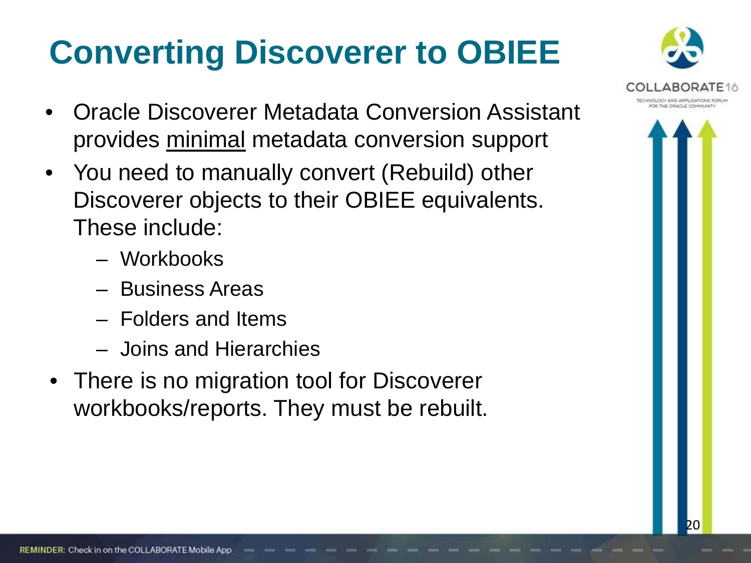# Converting Discoverer to OBIEE

- Oracle Discoverer Metadata Conversion Assistant provides <u>minimal</u> metadata conversion support
- You need to manually convert (Rebuild) other Discoverer objects to their OBIEE equivalents. These include:
  - Workbooks
  - Business Areas
  - Folders and Items
  - Joins and Hierarchies
- There is no migration tool for Discoverer workbooks/reports. They must be rebuilt.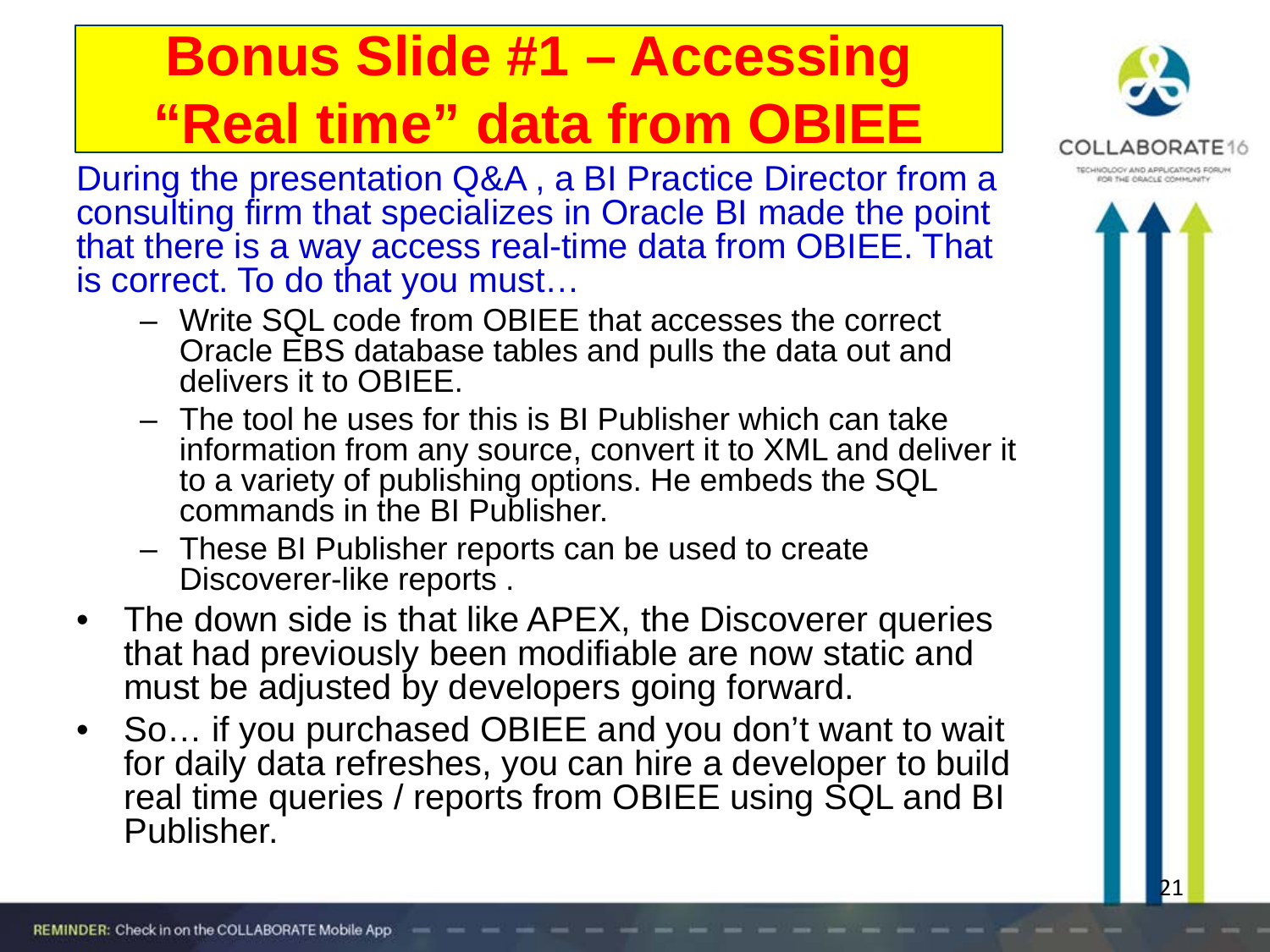# Bonus Slide #1 – Accessing "Real time" data from OBIEE

During the presentation Q&A , a BI Practice Director from a consulting firm that specializes in Oracle BI made the point that there is a way access real-time data from OBIEE. That is correct. To do that you must…

- Write SQL code from OBIEE that accesses the correct Oracle EBS database tables and pulls the data out and delivers it to OBIEE.
- The tool he uses for this is BI Publisher which can take information from any source, convert it to XML and deliver it to a variety of publishing options. He embeds the SQL commands in the BI Publisher.
- These BI Publisher reports can be used to create Discoverer-like reports .

- The down side is that like APEX, the Discoverer queries that had previously been modifiable are now static and must be adjusted by developers going forward.
- So… if you purchased OBIEE and you don't want to wait for daily data refreshes, you can hire a developer to build real time queries / reports from OBIEE using SQL and BI Publisher.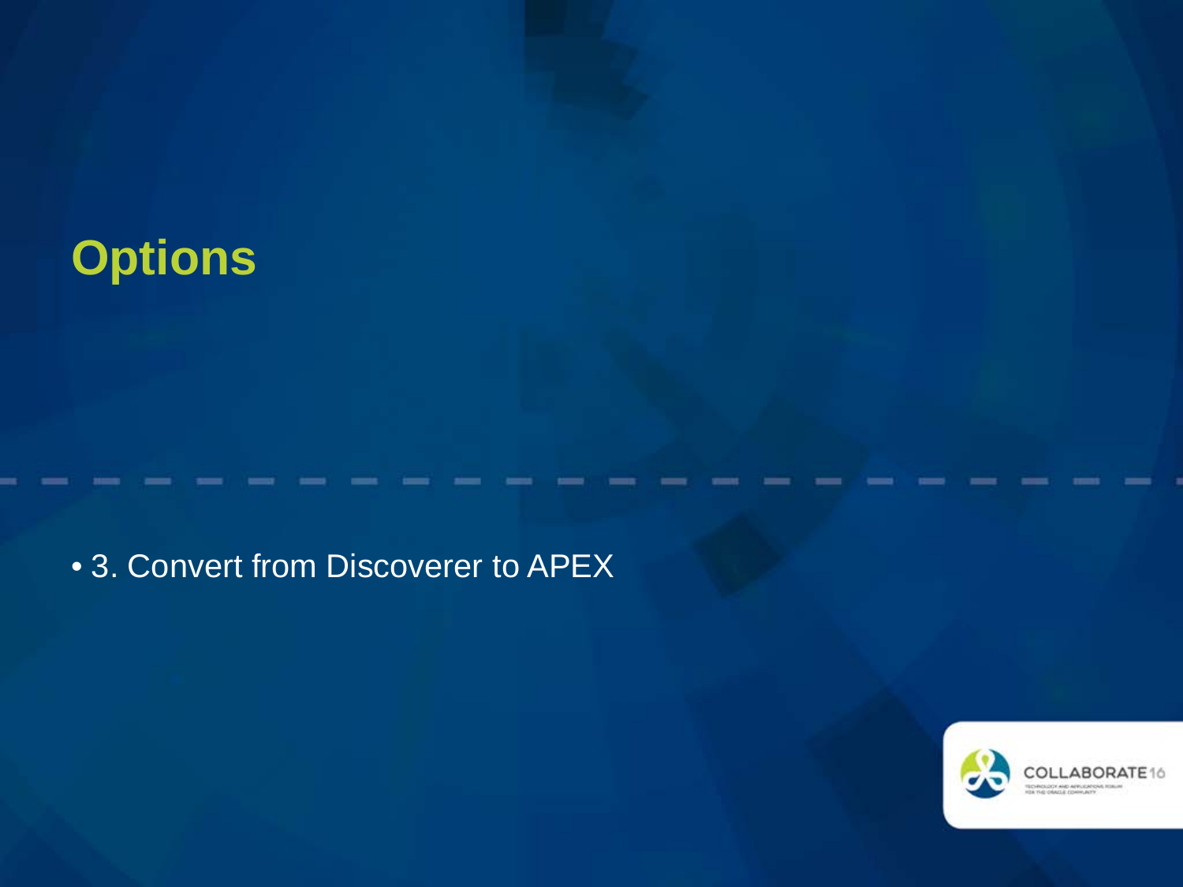# Options

- 3. Convert from Discoverer to APEX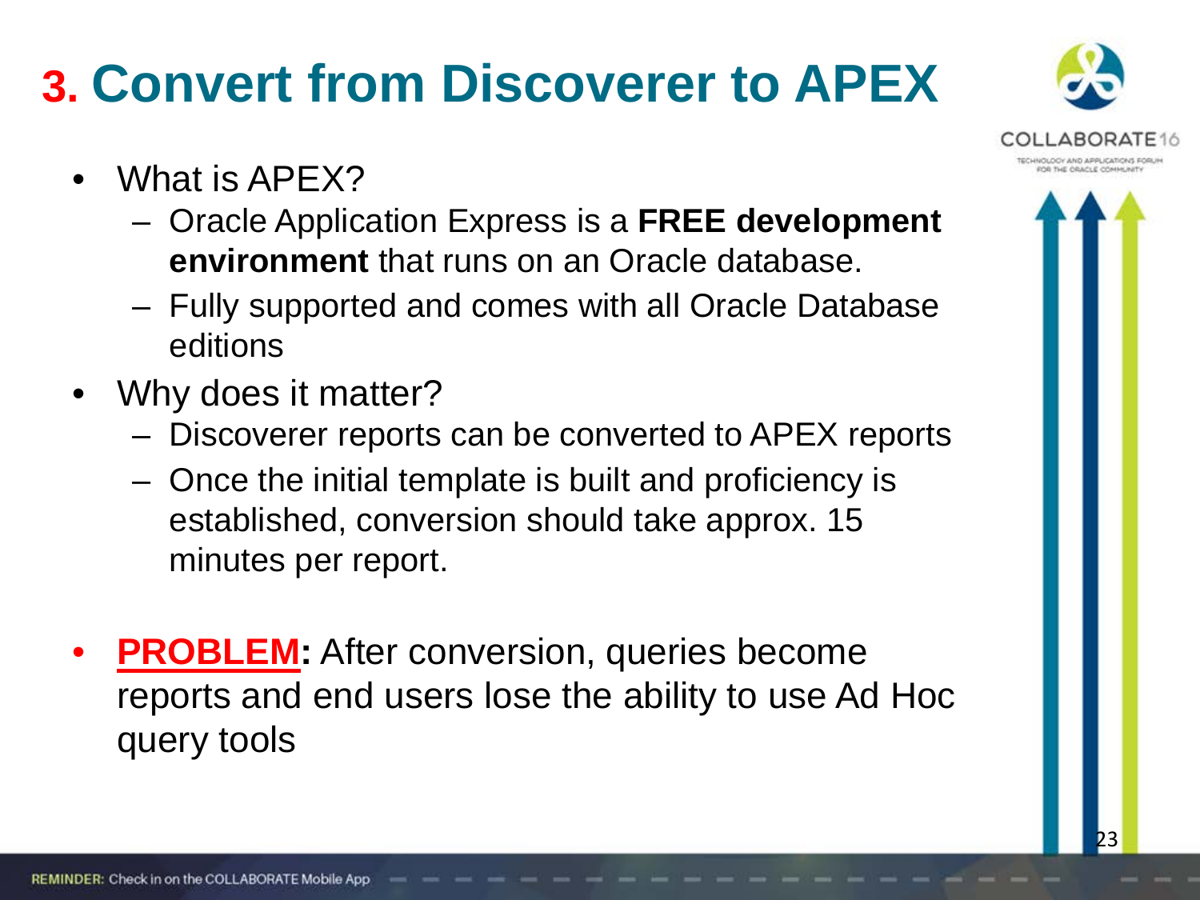# 3. Convert from Discoverer to APEX

- What is APEX?
  - Oracle Application Express is a **FREE development environment** that runs on an Oracle database.
  - Fully supported and comes with all Oracle Database editions
- Why does it matter?
  - Discoverer reports can be converted to APEX reports
  - Once the initial template is built and proficiency is established, conversion should take approx. 15 minutes per report.

- **PROBLEM:** After conversion, queries become reports and end users lose the ability to use Ad Hoc query tools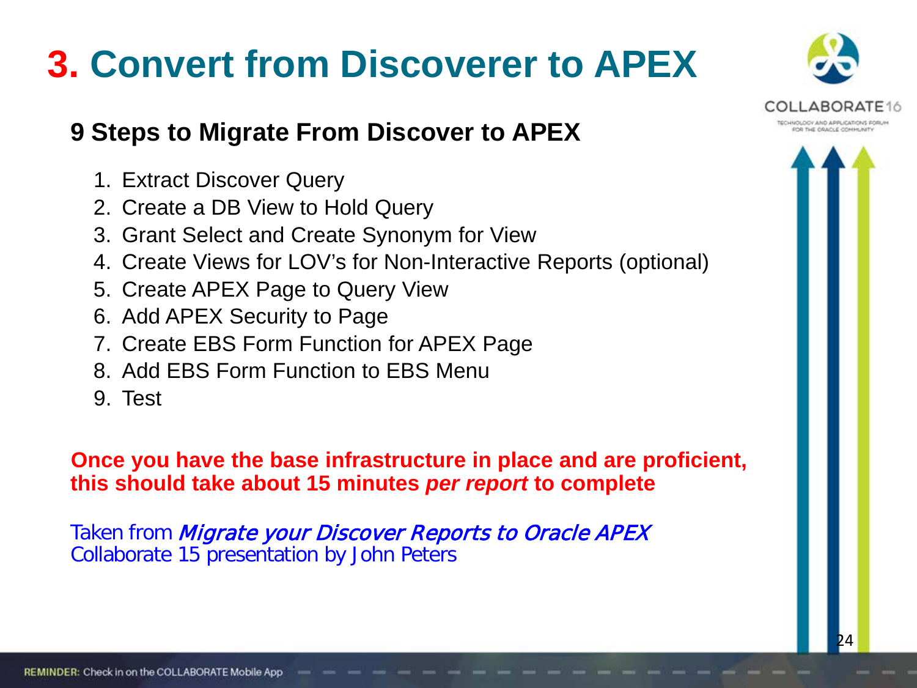# 3. Convert from Discoverer to APEX

## 9 Steps to Migrate From Discover to APEX

1. Extract Discover Query
2. Create a DB View to Hold Query
3. Grant Select and Create Synonym for View
4. Create Views for LOV's for Non-Interactive Reports (optional)
5. Create APEX Page to Query View
6. Add APEX Security to Page
7. Create EBS Form Function for APEX Page
8. Add EBS Form Function to EBS Menu
9. Test

**Once you have the base infrastructure in place and are proficient, this should take about 15 minutes *per report* to complete**

Taken from *Migrate your Discover Reports to Oracle APEX*
Collaborate 15 presentation by John Peters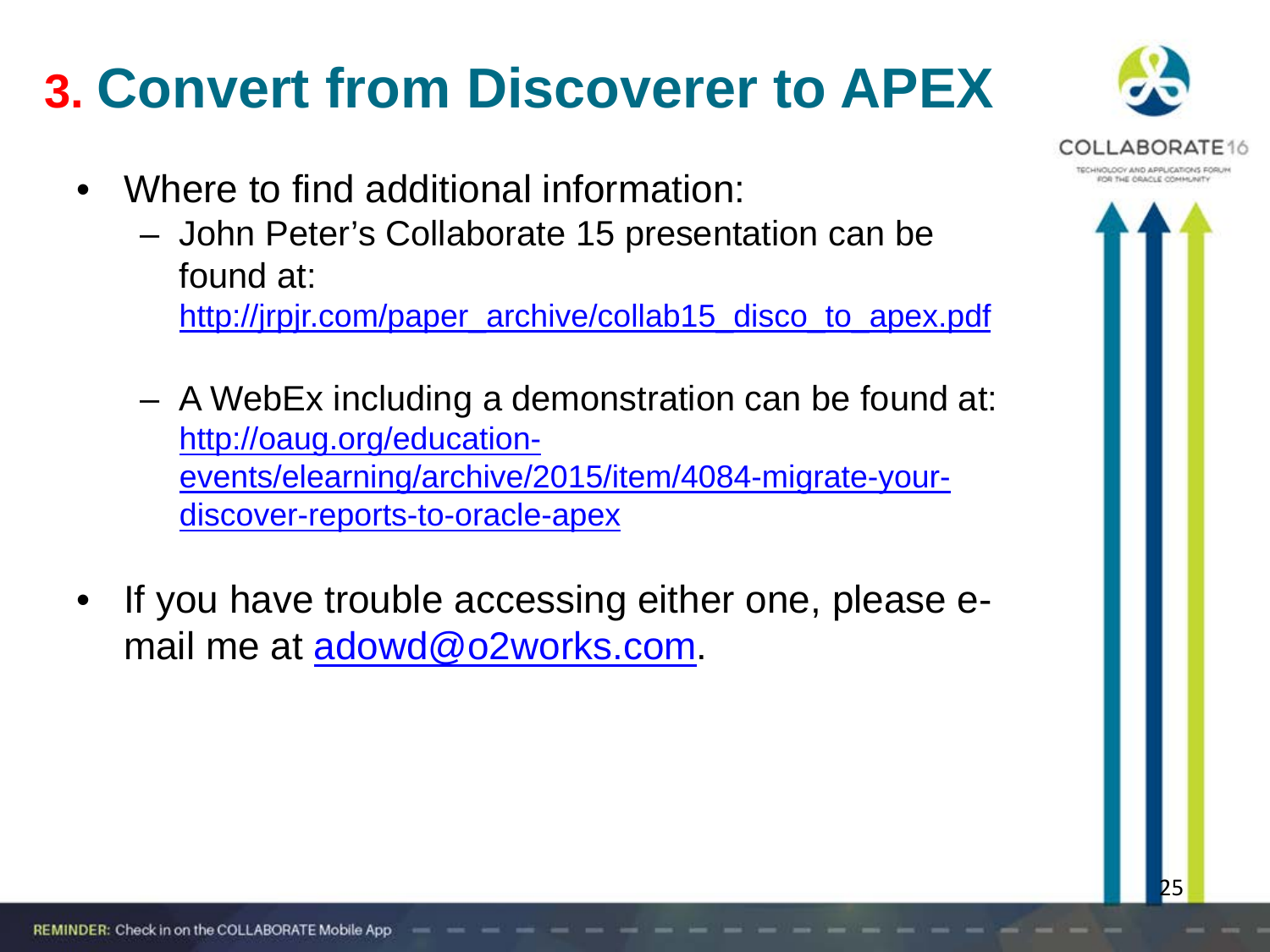# 3. Convert from Discoverer to APEX

- Where to find additional information:
  - John Peter's Collaborate 15 presentation can be found at: http://jrpjr.com/paper_archive/collab15_disco_to_apex.pdf
  - A WebEx including a demonstration can be found at: http://oaug.org/education-events/elearning/archive/2015/item/4084-migrate-your-discover-reports-to-oracle-apex
- If you have trouble accessing either one, please e-mail me at adowd@o2works.com.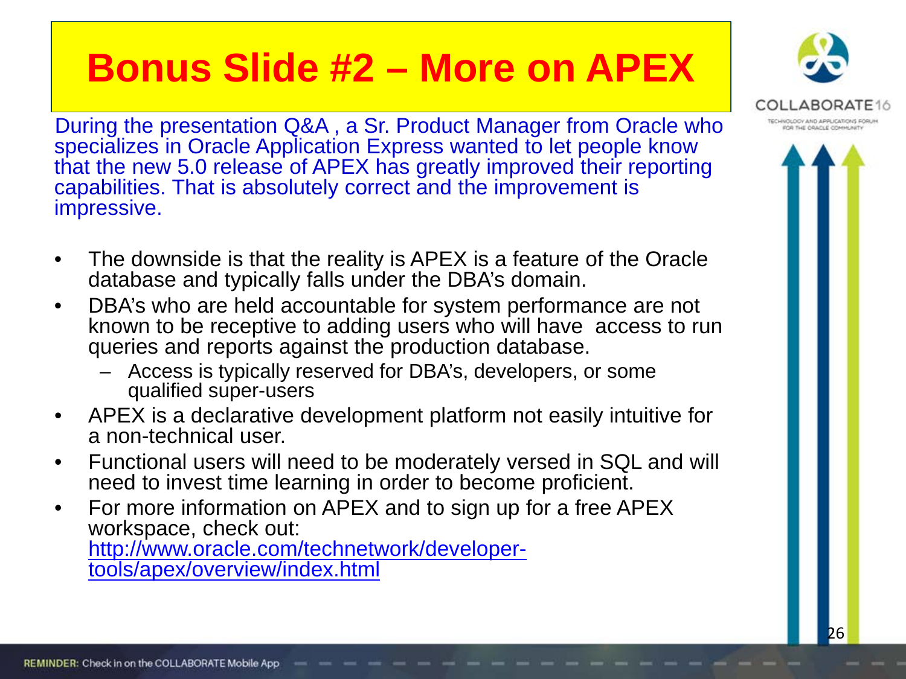# Bonus Slide #2 – More on APEX

During the presentation Q&A , a Sr. Product Manager from Oracle who specializes in Oracle Application Express wanted to let people know that the new 5.0 release of APEX has greatly improved their reporting capabilities. That is absolutely correct and the improvement is impressive.

- The downside is that the reality is APEX is a feature of the Oracle database and typically falls under the DBA's domain.
- DBA's who are held accountable for system performance are not known to be receptive to adding users who will have access to run queries and reports against the production database.
  - Access is typically reserved for DBA's, developers, or some qualified super-users
- APEX is a declarative development platform not easily intuitive for a non-technical user.
- Functional users will need to be moderately versed in SQL and will need to invest time learning in order to become proficient.
- For more information on APEX and to sign up for a free APEX workspace, check out: http://www.oracle.com/technetwork/developer-tools/apex/overview/index.html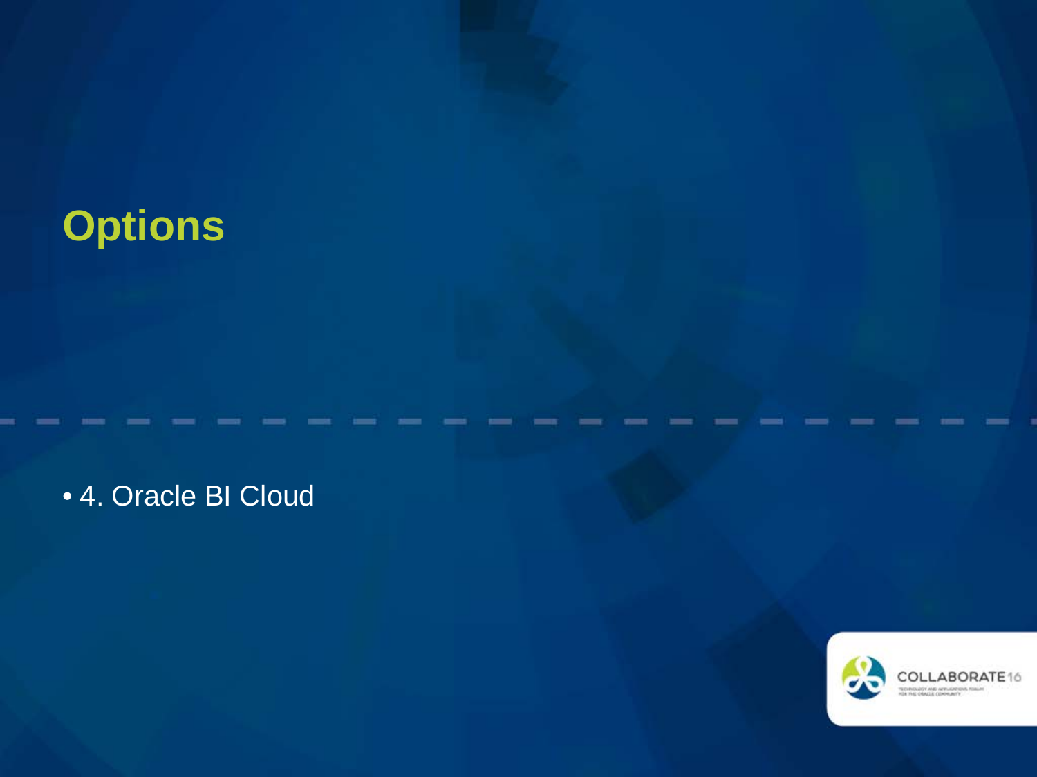# Options

- 4. Oracle BI Cloud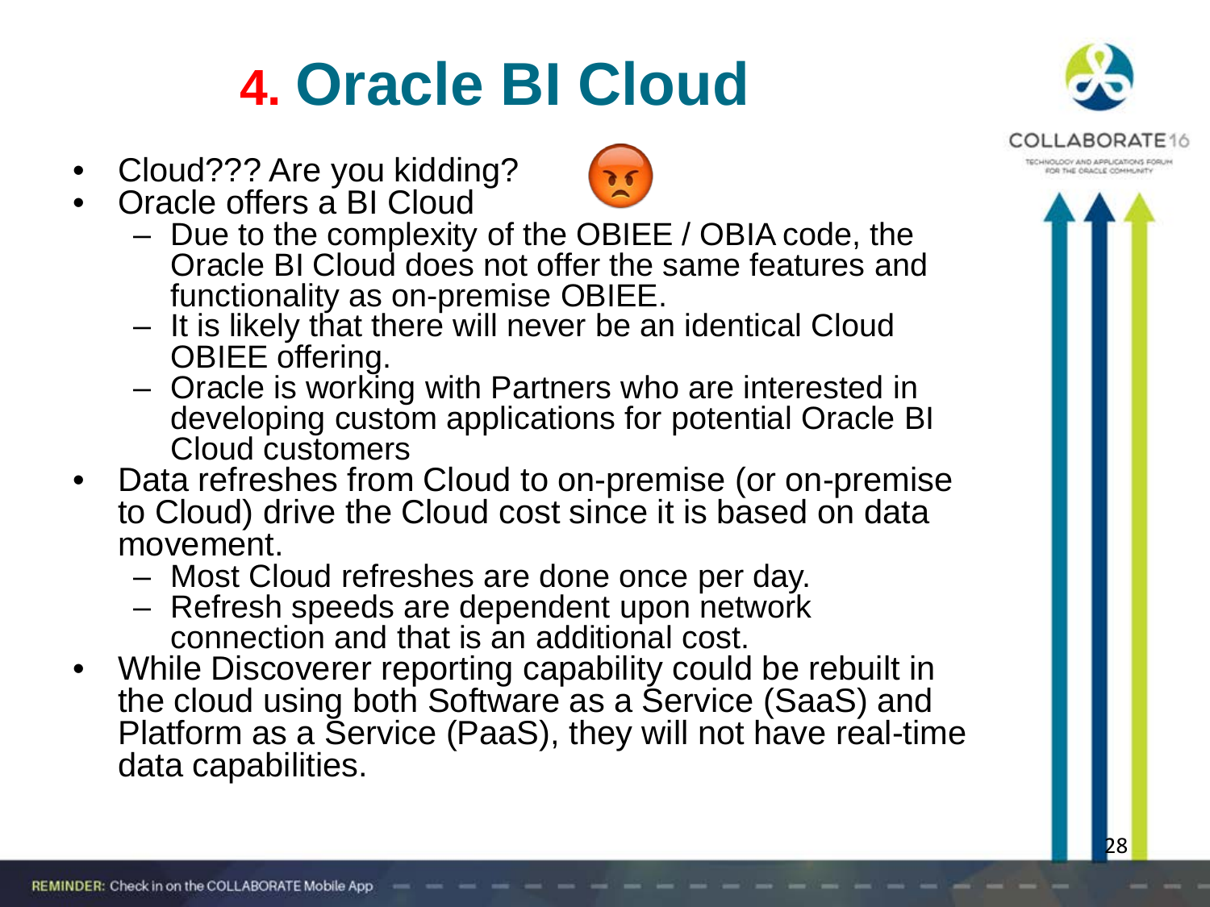# 4. Oracle BI Cloud

- Cloud??? Are you kidding?
- Oracle offers a BI Cloud
  - Due to the complexity of the OBIEE / OBIA code, the Oracle BI Cloud does not offer the same features and functionality as on-premise OBIEE.
  - It is likely that there will never be an identical Cloud OBIEE offering.
  - Oracle is working with Partners who are interested in developing custom applications for potential Oracle BI Cloud customers
- Data refreshes from Cloud to on-premise (or on-premise to Cloud) drive the Cloud cost since it is based on data movement.
  - Most Cloud refreshes are done once per day.
  - Refresh speeds are dependent upon network connection and that is an additional cost.
- While Discoverer reporting capability could be rebuilt in the cloud using both Software as a Service (SaaS) and Platform as a Service (PaaS), they will not have real-time data capabilities.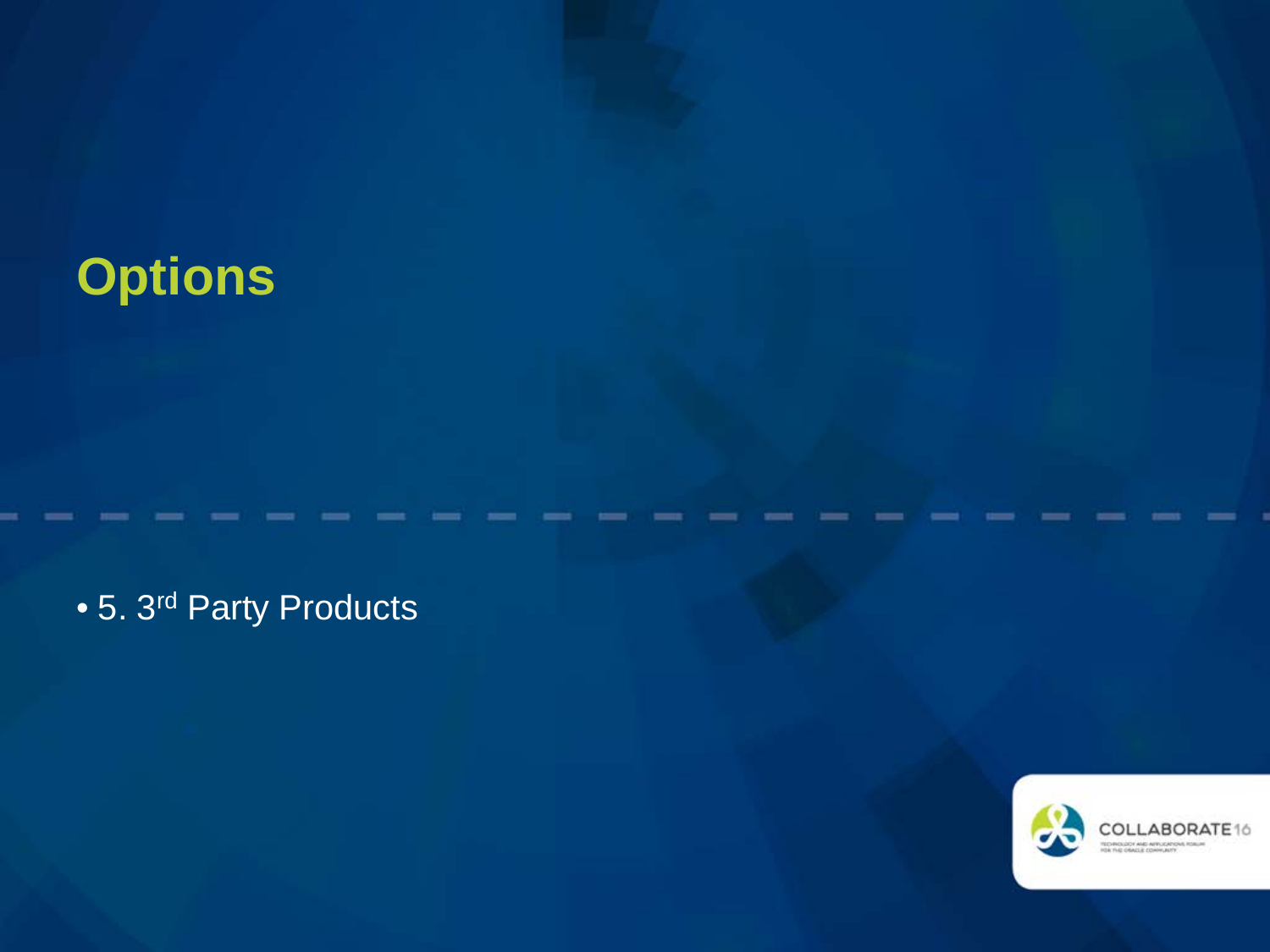# Options

- 5. 3rd Party Products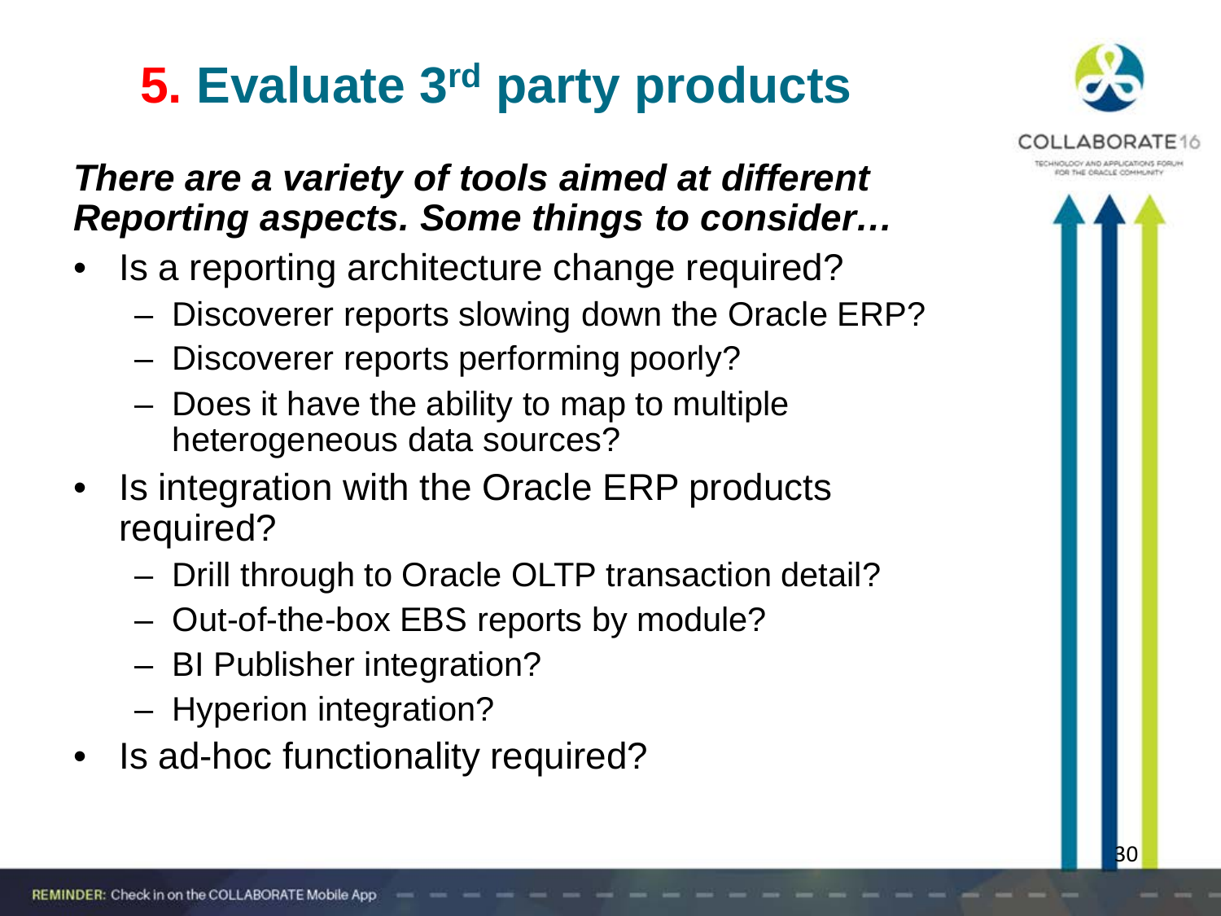# 5. Evaluate 3rd party products

***There are a variety of tools aimed at different Reporting aspects. Some things to consider…***

- Is a reporting architecture change required?
  - Discoverer reports slowing down the Oracle ERP?
  - Discoverer reports performing poorly?
  - Does it have the ability to map to multiple heterogeneous data sources?
- Is integration with the Oracle ERP products required?
  - Drill through to Oracle OLTP transaction detail?
  - Out-of-the-box EBS reports by module?
  - BI Publisher integration?
  - Hyperion integration?
- Is ad-hoc functionality required?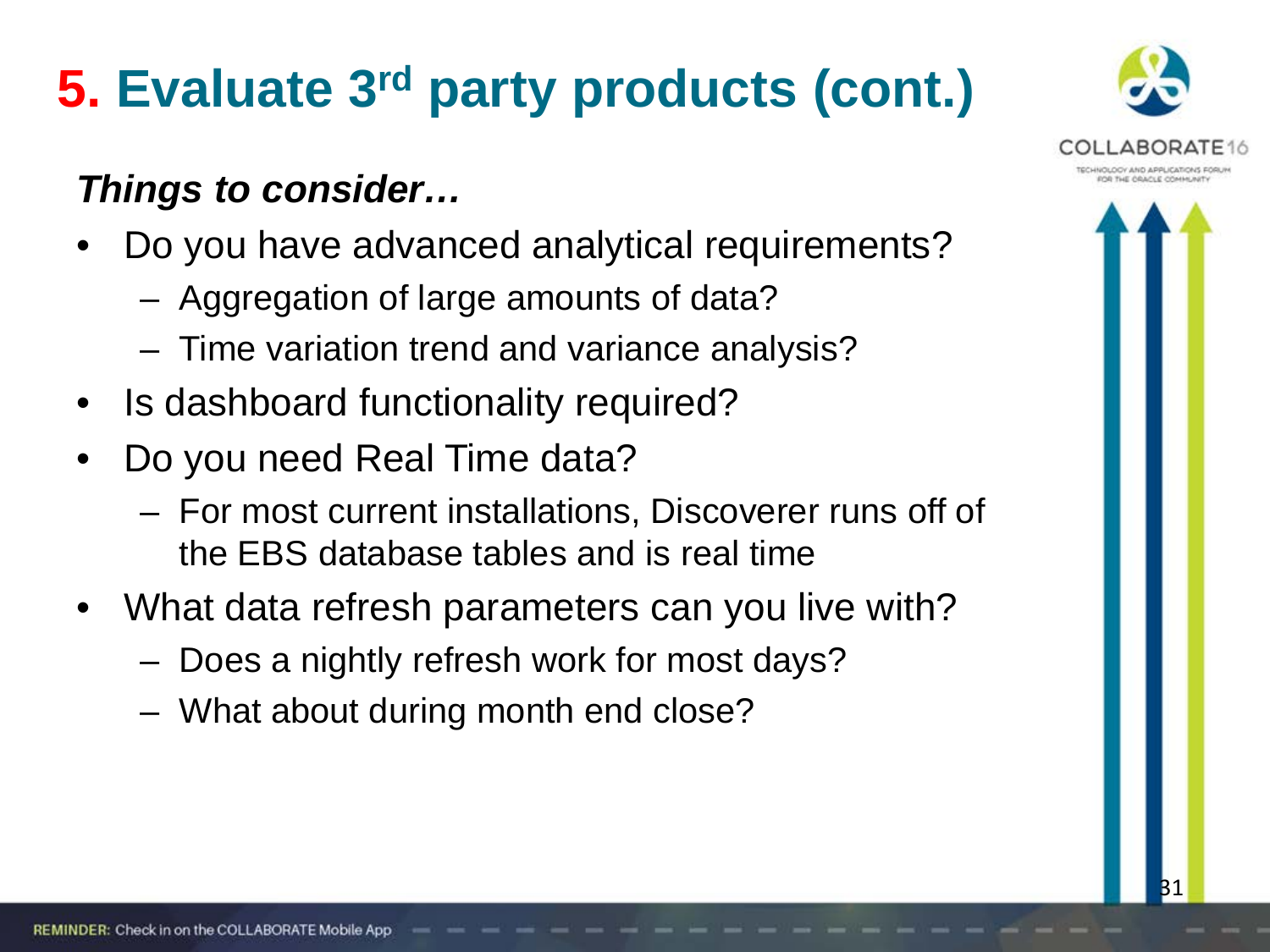# 5. Evaluate 3rd party products (cont.)

***Things to consider…***

- Do you have advanced analytical requirements?
  - Aggregation of large amounts of data?
  - Time variation trend and variance analysis?
- Is dashboard functionality required?
- Do you need Real Time data?
  - For most current installations, Discoverer runs off of the EBS database tables and is real time
- What data refresh parameters can you live with?
  - Does a nightly refresh work for most days?
  - What about during month end close?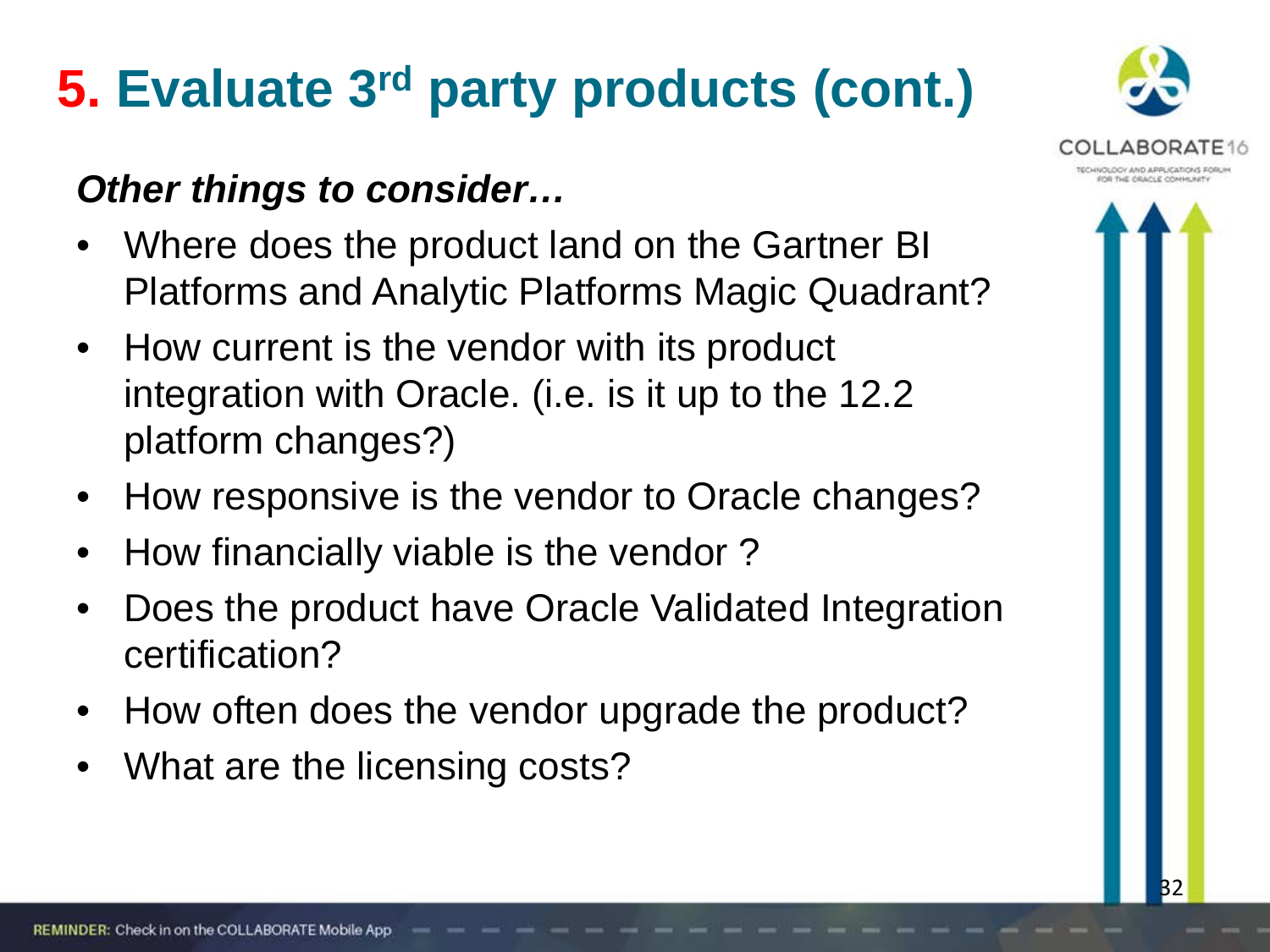# 5. Evaluate 3rd party products (cont.)

***Other things to consider…***

- Where does the product land on the Gartner BI Platforms and Analytic Platforms Magic Quadrant?
- How current is the vendor with its product integration with Oracle. (i.e. is it up to the 12.2 platform changes?)
- How responsive is the vendor to Oracle changes?
- How financially viable is the vendor ?
- Does the product have Oracle Validated Integration certification?
- How often does the vendor upgrade the product?
- What are the licensing costs?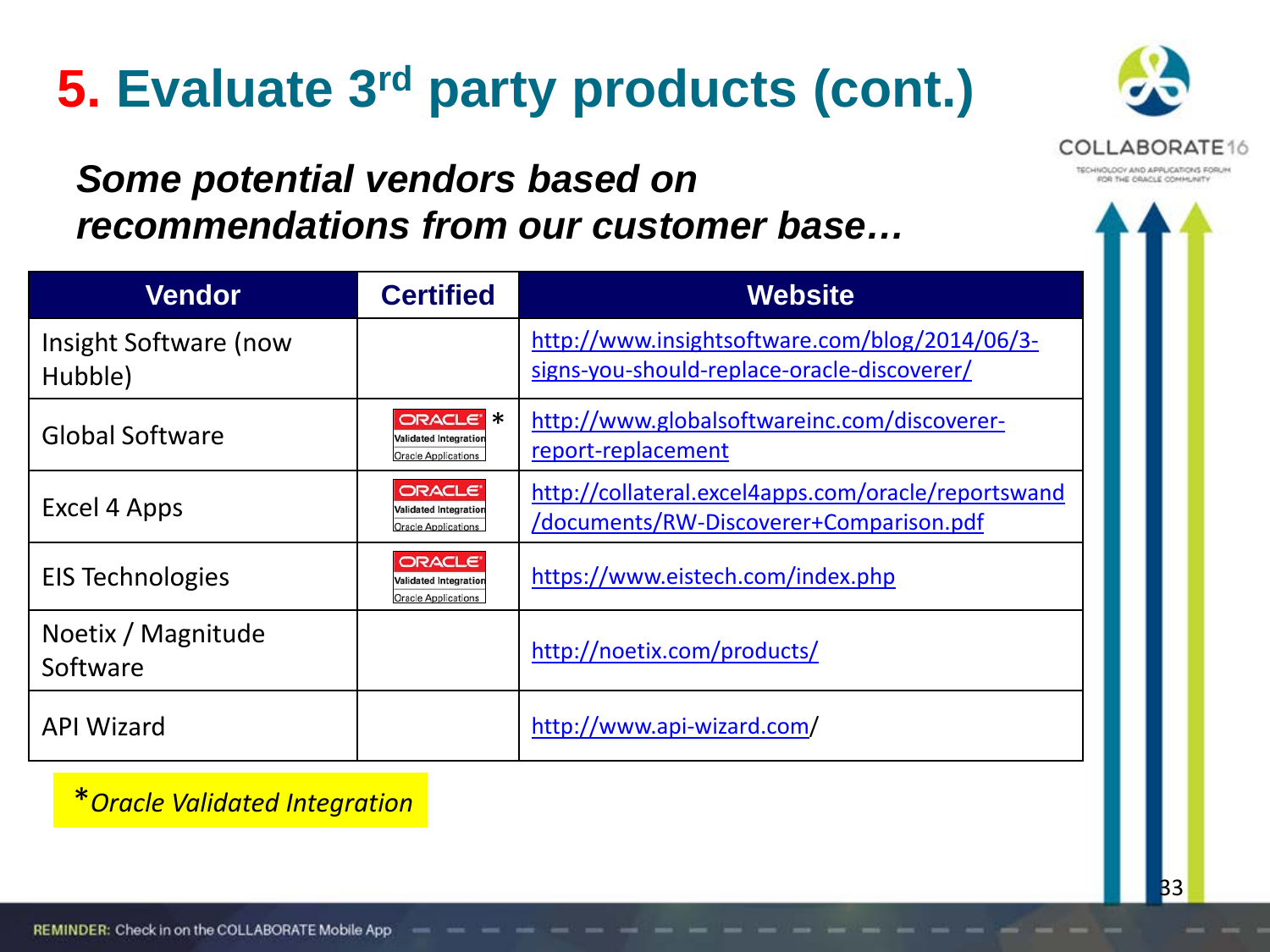# 5. Evaluate 3rd party products (cont.)

***Some potential vendors based on recommendations from our customer base…***

| Vendor | Certified | Website |
|---|---|---|
| Insight Software (now Hubble) | | http://www.insightsoftware.com/blog/2014/06/3-signs-you-should-replace-oracle-discoverer/ |
| Global Software | ORACLE Validated Integration Oracle Applications * | http://www.globalsoftwareinc.com/discoverer-report-replacement |
| Excel 4 Apps | ORACLE Validated Integration Oracle Applications | http://collateral.excel4apps.com/oracle/reportswand/documents/RW-Discoverer+Comparison.pdf |
| EIS Technologies | ORACLE Validated Integration Oracle Applications | https://www.eistech.com/index.php |
| Noetix / Magnitude Software | | http://noetix.com/products/ |
| API Wizard | | http://www.api-wizard.com/ |

**\*** *Oracle Validated Integration*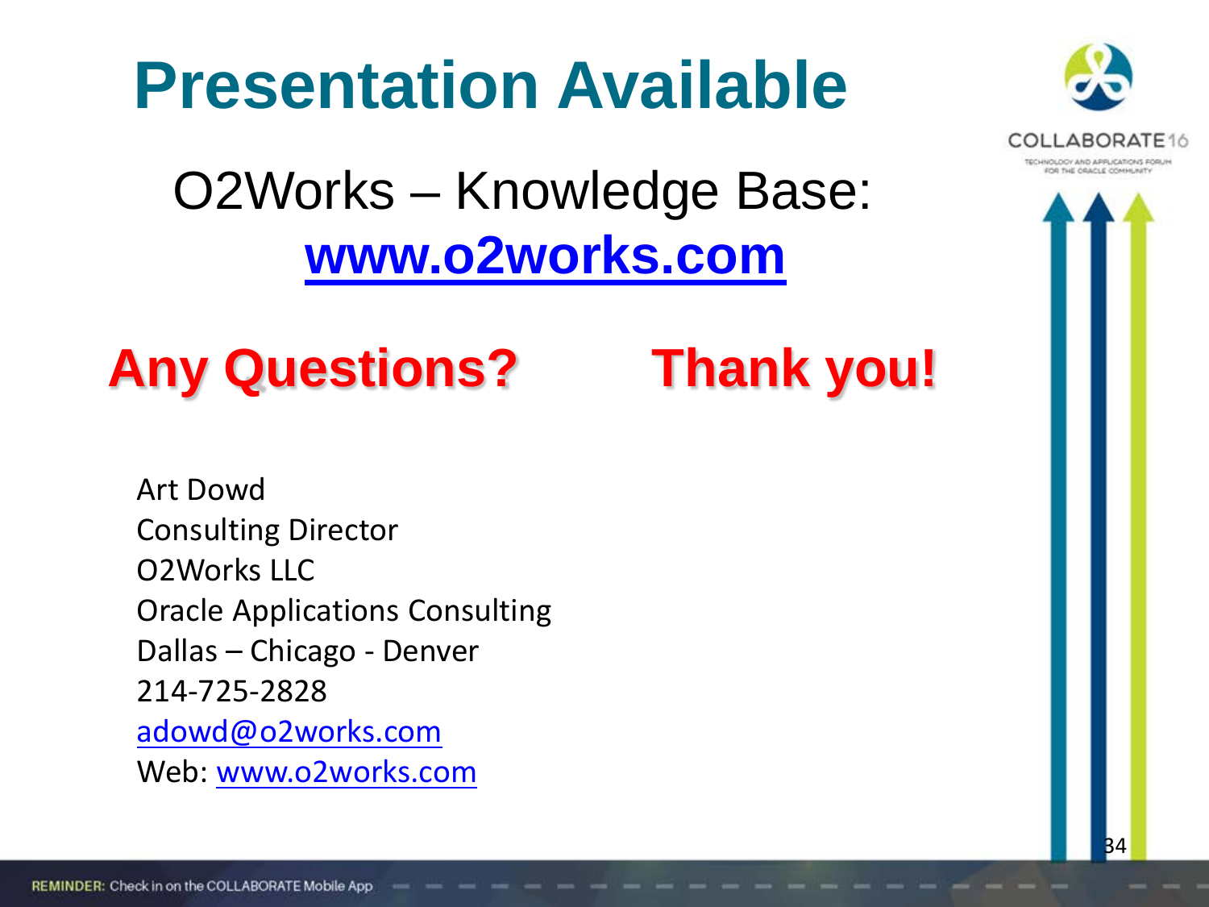# Presentation Available

O2Works – Knowledge Base:
**[www.o2works.com](http://www.o2works.com)**

## Any Questions? Thank you!

Art Dowd
Consulting Director
O2Works LLC
Oracle Applications Consulting
Dallas – Chicago - Denver
214-725-2828
adowd@o2works.com
Web: www.o2works.com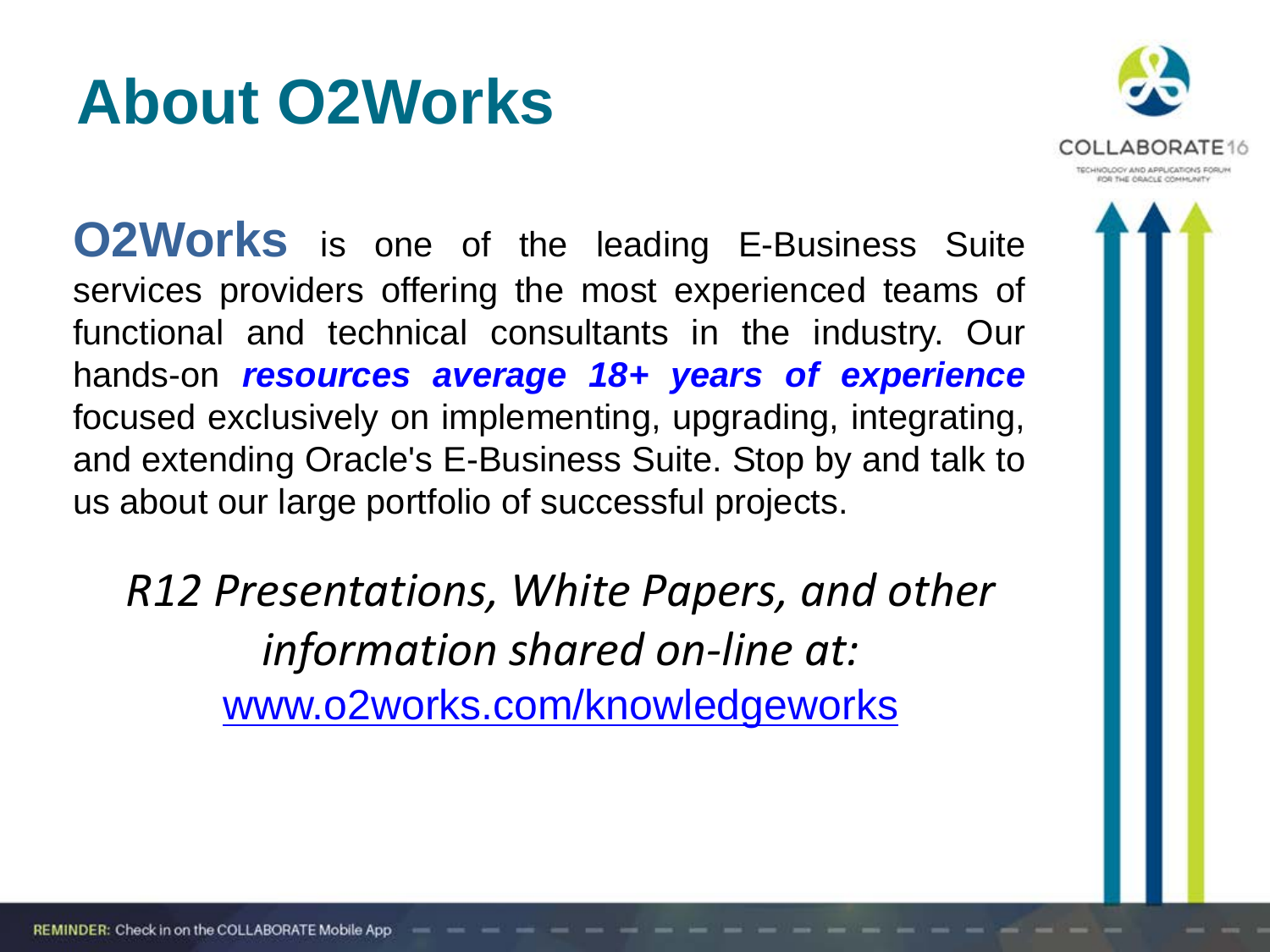# About O2Works

**O2Works** is one of the leading E-Business Suite services providers offering the most experienced teams of functional and technical consultants in the industry. Our hands-on ***resources average 18+ years of experience*** focused exclusively on implementing, upgrading, integrating, and extending Oracle's E-Business Suite. Stop by and talk to us about our large portfolio of successful projects.

*R12 Presentations, White Papers, and other information shared on-line at:*
www.o2works.com/knowledgeworks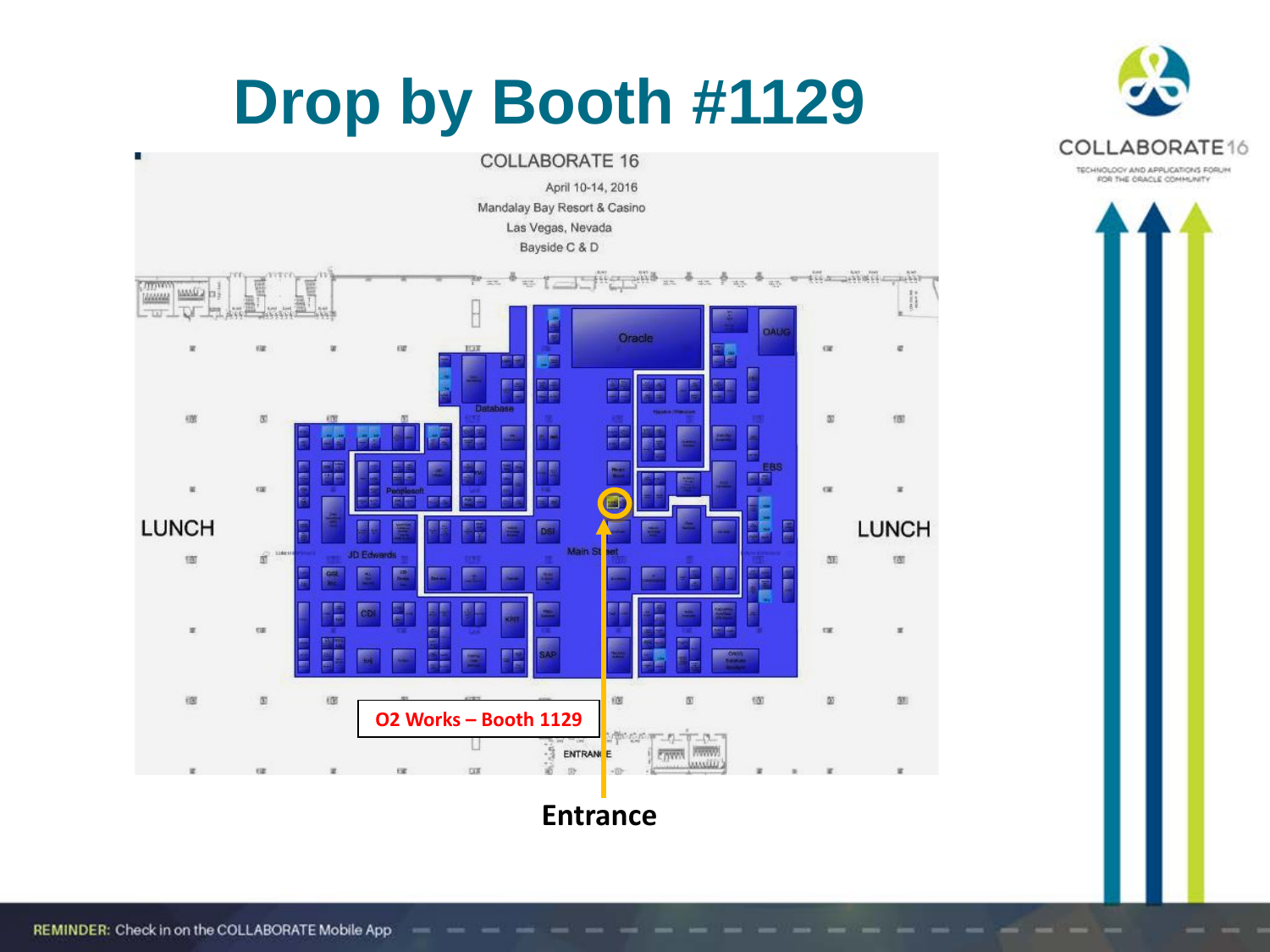# Drop by Booth #1129

COLLABORATE 16

April 10-14, 2016

Mandalay Bay Resort & Casino

Las Vegas, Nevada

Bayside C & D

Oracle

OAUG

Database

EBS

Peoplesoft

LUNCH

LUNCH

JD Edwards

Main Street

DSI

CDI

KPIT

SAP

O2 Works – Booth 1129

ENTRANCE

Entrance

COLLABORATE 16

TECHNOLOGY AND APPLICATIONS FORUM FOR THE ORACLE COMMUNITY

REMINDER: Check in on the COLLABORATE Mobile App